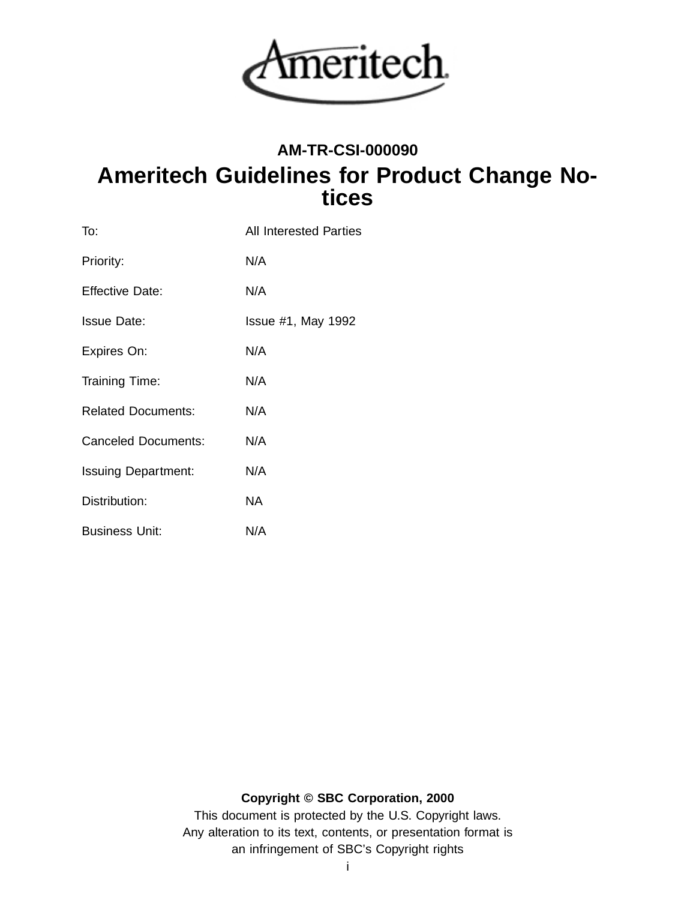Ameritech

**AM-TR-CSI-000090**

# Ameritech Guidelines for Product Change Notices

| | |
|---|---|
| To: | All Interested Parties |
| Priority: | N/A |
| Effective Date: | N/A |
| Issue Date: | Issue #1, May 1992 |
| Expires On: | N/A |
| Training Time: | N/A |
| Related Documents: | N/A |
| Canceled Documents: | N/A |
| Issuing Department: | N/A |
| Distribution: | NA |
| Business Unit: | N/A |

**Copyright © SBC Corporation, 2000**

This document is protected by the U.S. Copyright laws.
Any alteration to its text, contents, or presentation format is an infringement of SBC's Copyright rights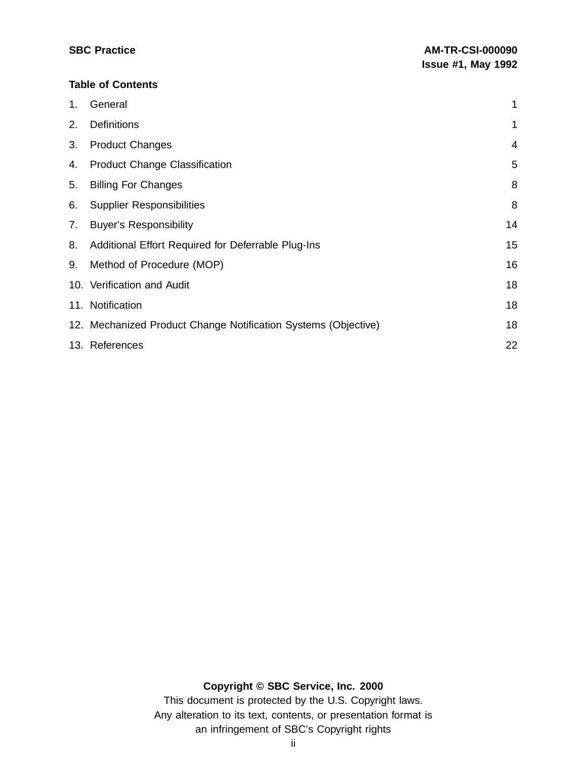## Table of Contents

| | | |
|---|---|---|
| 1. | General | 1 |
| 2. | Definitions | 1 |
| 3. | Product Changes | 4 |
| 4. | Product Change Classification | 5 |
| 5. | Billing For Changes | 8 |
| 6. | Supplier Responsibilities | 8 |
| 7. | Buyer’s Responsibility | 14 |
| 8. | Additional Effort Required for Deferrable Plug-Ins | 15 |
| 9. | Method of Procedure (MOP) | 16 |
| 10. | Verification and Audit | 18 |
| 11. | Notification | 18 |
| 12. | Mechanized Product Change Notification Systems (Objective) | 18 |
| 13. | References | 22 |

**Copyright © SBC Service, Inc. 2000**

This document is protected by the U.S. Copyright laws.
Any alteration to its text, contents, or presentation format is
an infringement of SBC’s Copyright rights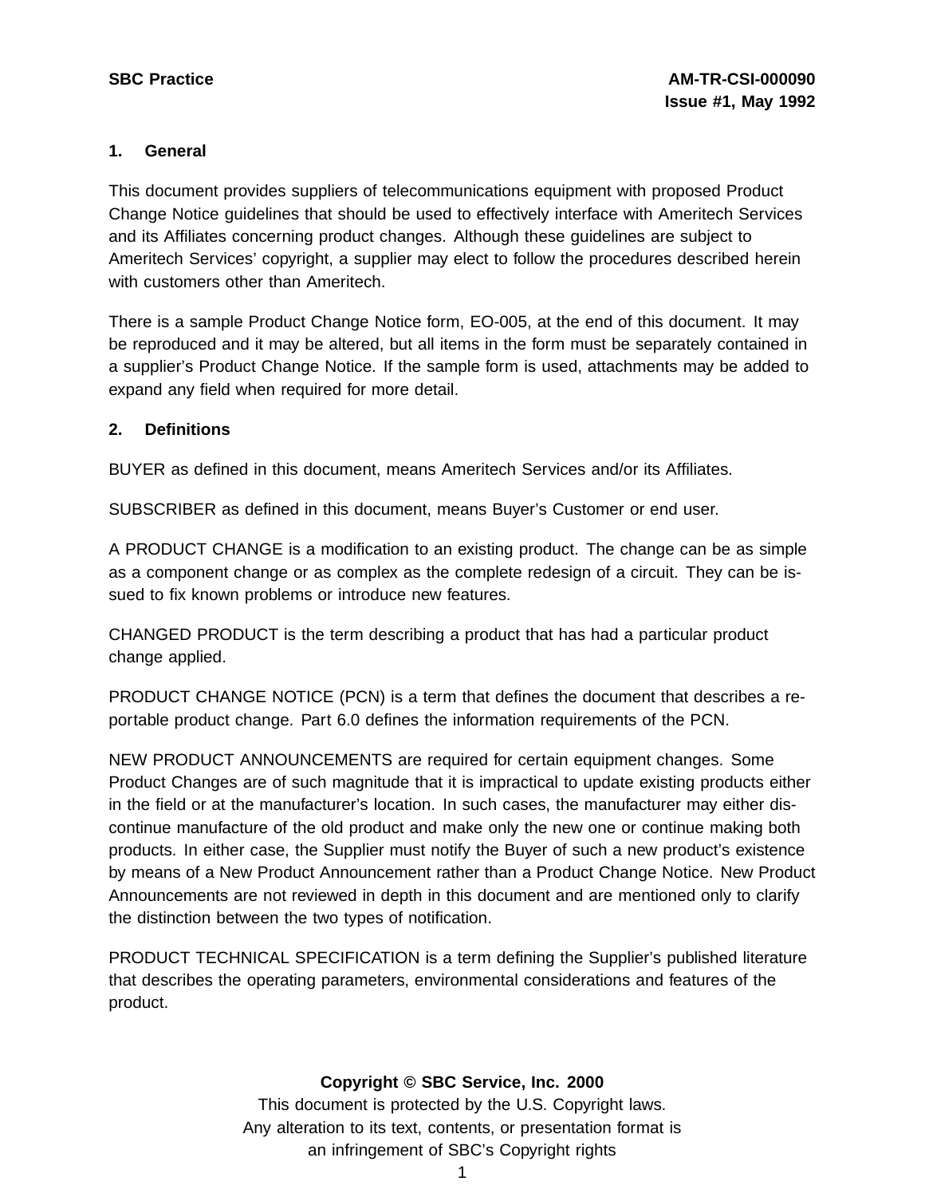## 1. General

This document provides suppliers of telecommunications equipment with proposed Product Change Notice guidelines that should be used to effectively interface with Ameritech Services and its Affiliates concerning product changes. Although these guidelines are subject to Ameritech Services' copyright, a supplier may elect to follow the procedures described herein with customers other than Ameritech.

There is a sample Product Change Notice form, EO-005, at the end of this document. It may be reproduced and it may be altered, but all items in the form must be separately contained in a supplier's Product Change Notice. If the sample form is used, attachments may be added to expand any field when required for more detail.

## 2. Definitions

BUYER as defined in this document, means Ameritech Services and/or its Affiliates.

SUBSCRIBER as defined in this document, means Buyer's Customer or end user.

A PRODUCT CHANGE is a modification to an existing product. The change can be as simple as a component change or as complex as the complete redesign of a circuit. They can be issued to fix known problems or introduce new features.

CHANGED PRODUCT is the term describing a product that has had a particular product change applied.

PRODUCT CHANGE NOTICE (PCN) is a term that defines the document that describes a reportable product change. Part 6.0 defines the information requirements of the PCN.

NEW PRODUCT ANNOUNCEMENTS are required for certain equipment changes. Some Product Changes are of such magnitude that it is impractical to update existing products either in the field or at the manufacturer's location. In such cases, the manufacturer may either discontinue manufacture of the old product and make only the new one or continue making both products. In either case, the Supplier must notify the Buyer of such a new product's existence by means of a New Product Announcement rather than a Product Change Notice. New Product Announcements are not reviewed in depth in this document and are mentioned only to clarify the distinction between the two types of notification.

PRODUCT TECHNICAL SPECIFICATION is a term defining the Supplier's published literature that describes the operating parameters, environmental considerations and features of the product.

**Copyright © SBC Service, Inc. 2000**
This document is protected by the U.S. Copyright laws.
Any alteration to its text, contents, or presentation format is an infringement of SBC's Copyright rights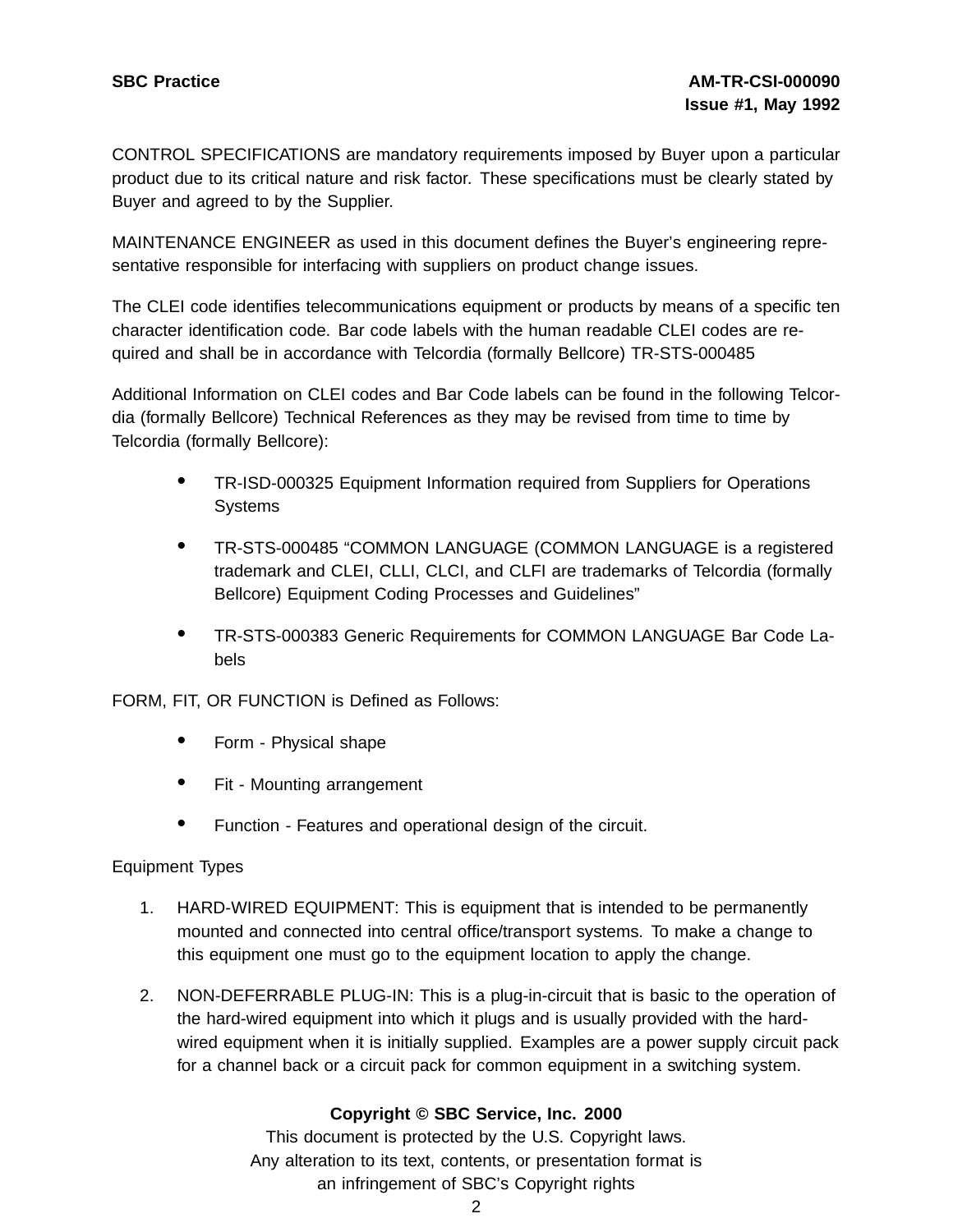CONTROL SPECIFICATIONS are mandatory requirements imposed by Buyer upon a particular product due to its critical nature and risk factor. These specifications must be clearly stated by Buyer and agreed to by the Supplier.

MAINTENANCE ENGINEER as used in this document defines the Buyer's engineering representative responsible for interfacing with suppliers on product change issues.

The CLEI code identifies telecommunications equipment or products by means of a specific ten character identification code. Bar code labels with the human readable CLEI codes are required and shall be in accordance with Telcordia (formally Bellcore) TR-STS-000485

Additional Information on CLEI codes and Bar Code labels can be found in the following Telcordia (formally Bellcore) Technical References as they may be revised from time to time by Telcordia (formally Bellcore):

- TR-ISD-000325 Equipment Information required from Suppliers for Operations Systems
- TR-STS-000485 "COMMON LANGUAGE (COMMON LANGUAGE is a registered trademark and CLEI, CLLI, CLCI, and CLFI are trademarks of Telcordia (formally Bellcore) Equipment Coding Processes and Guidelines"
- TR-STS-000383 Generic Requirements for COMMON LANGUAGE Bar Code Labels

FORM, FIT, OR FUNCTION is Defined as Follows:

- Form - Physical shape
- Fit - Mounting arrangement
- Function - Features and operational design of the circuit.

Equipment Types

1. HARD-WIRED EQUIPMENT: This is equipment that is intended to be permanently mounted and connected into central office/transport systems. To make a change to this equipment one must go to the equipment location to apply the change.
2. NON-DEFERRABLE PLUG-IN: This is a plug-in-circuit that is basic to the operation of the hard-wired equipment into which it plugs and is usually provided with the hard-wired equipment when it is initially supplied. Examples are a power supply circuit pack for a channel back or a circuit pack for common equipment in a switching system.

**Copyright © SBC Service, Inc. 2000**
This document is protected by the U.S. Copyright laws.
Any alteration to its text, contents, or presentation format is
an infringement of SBC's Copyright rights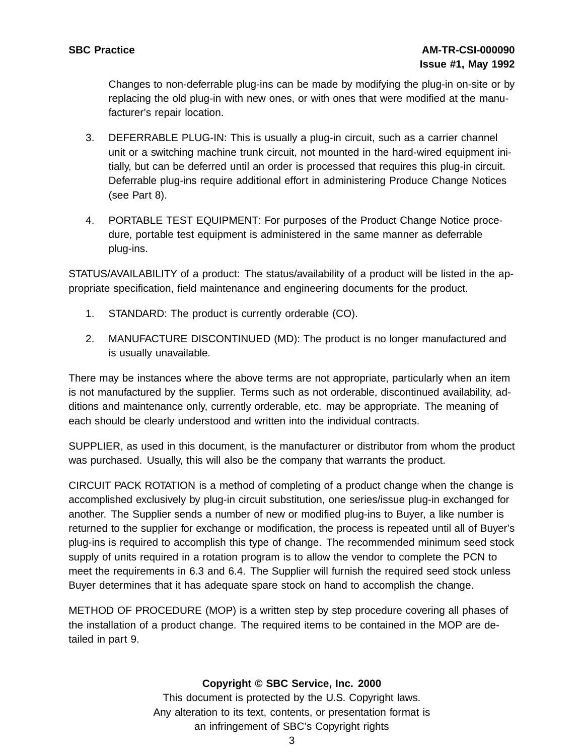Changes to non-deferrable plug-ins can be made by modifying the plug-in on-site or by replacing the old plug-in with new ones, or with ones that were modified at the manufacturer's repair location.

3. DEFERRABLE PLUG-IN: This is usually a plug-in circuit, such as a carrier channel unit or a switching machine trunk circuit, not mounted in the hard-wired equipment initially, but can be deferred until an order is processed that requires this plug-in circuit. Deferrable plug-ins require additional effort in administering Produce Change Notices (see Part 8).

4. PORTABLE TEST EQUIPMENT: For purposes of the Product Change Notice procedure, portable test equipment is administered in the same manner as deferrable plug-ins.

STATUS/AVAILABILITY of a product: The status/availability of a product will be listed in the appropriate specification, field maintenance and engineering documents for the product.

1. STANDARD: The product is currently orderable (CO).

2. MANUFACTURE DISCONTINUED (MD): The product is no longer manufactured and is usually unavailable.

There may be instances where the above terms are not appropriate, particularly when an item is not manufactured by the supplier. Terms such as not orderable, discontinued availability, additions and maintenance only, currently orderable, etc. may be appropriate. The meaning of each should be clearly understood and written into the individual contracts.

SUPPLIER, as used in this document, is the manufacturer or distributor from whom the product was purchased. Usually, this will also be the company that warrants the product.

CIRCUIT PACK ROTATION is a method of completing of a product change when the change is accomplished exclusively by plug-in circuit substitution, one series/issue plug-in exchanged for another. The Supplier sends a number of new or modified plug-ins to Buyer, a like number is returned to the supplier for exchange or modification, the process is repeated until all of Buyer's plug-ins is required to accomplish this type of change. The recommended minimum seed stock supply of units required in a rotation program is to allow the vendor to complete the PCN to meet the requirements in 6.3 and 6.4. The Supplier will furnish the required seed stock unless Buyer determines that it has adequate spare stock on hand to accomplish the change.

METHOD OF PROCEDURE (MOP) is a written step by step procedure covering all phases of the installation of a product change. The required items to be contained in the MOP are detailed in part 9.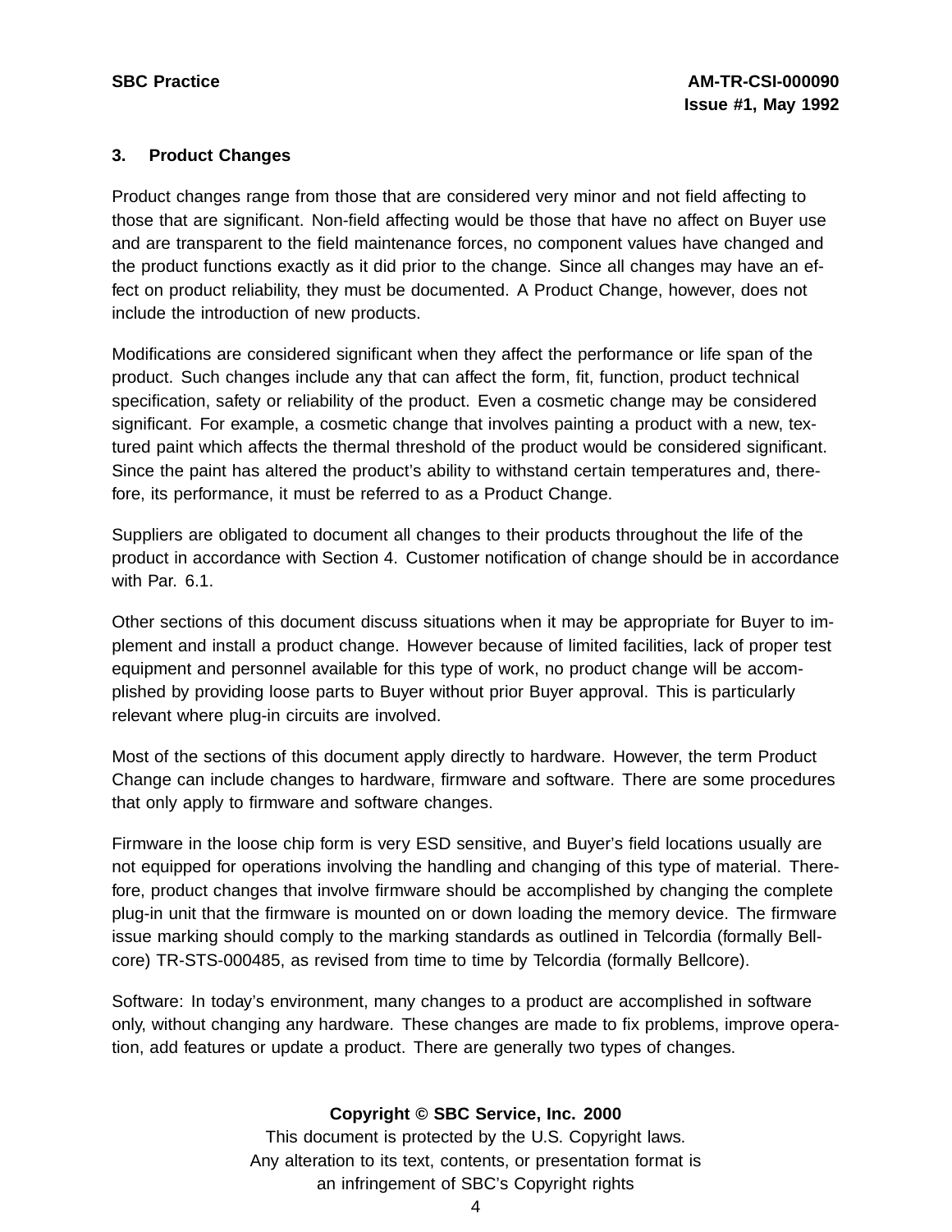## 3. Product Changes

Product changes range from those that are considered very minor and not field affecting to those that are significant. Non-field affecting would be those that have no affect on Buyer use and are transparent to the field maintenance forces, no component values have changed and the product functions exactly as it did prior to the change. Since all changes may have an effect on product reliability, they must be documented. A Product Change, however, does not include the introduction of new products.

Modifications are considered significant when they affect the performance or life span of the product. Such changes include any that can affect the form, fit, function, product technical specification, safety or reliability of the product. Even a cosmetic change may be considered significant. For example, a cosmetic change that involves painting a product with a new, textured paint which affects the thermal threshold of the product would be considered significant. Since the paint has altered the product's ability to withstand certain temperatures and, therefore, its performance, it must be referred to as a Product Change.

Suppliers are obligated to document all changes to their products throughout the life of the product in accordance with Section 4. Customer notification of change should be in accordance with Par. 6.1.

Other sections of this document discuss situations when it may be appropriate for Buyer to implement and install a product change. However because of limited facilities, lack of proper test equipment and personnel available for this type of work, no product change will be accomplished by providing loose parts to Buyer without prior Buyer approval. This is particularly relevant where plug-in circuits are involved.

Most of the sections of this document apply directly to hardware. However, the term Product Change can include changes to hardware, firmware and software. There are some procedures that only apply to firmware and software changes.

Firmware in the loose chip form is very ESD sensitive, and Buyer's field locations usually are not equipped for operations involving the handling and changing of this type of material. Therefore, product changes that involve firmware should be accomplished by changing the complete plug-in unit that the firmware is mounted on or down loading the memory device. The firmware issue marking should comply to the marking standards as outlined in Telcordia (formally Bellcore) TR-STS-000485, as revised from time to time by Telcordia (formally Bellcore).

Software: In today's environment, many changes to a product are accomplished in software only, without changing any hardware. These changes are made to fix problems, improve operation, add features or update a product. There are generally two types of changes.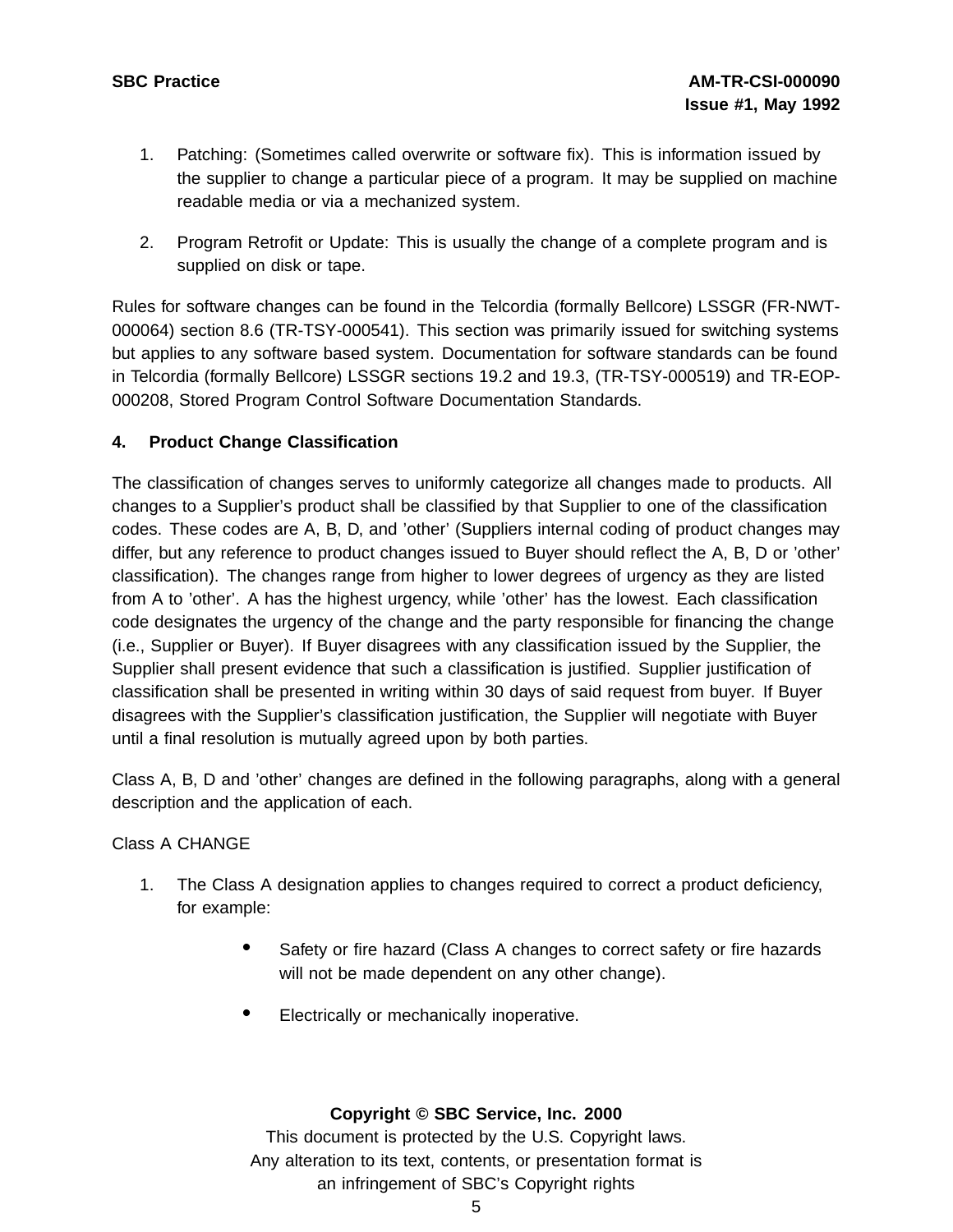1. Patching: (Sometimes called overwrite or software fix). This is information issued by the supplier to change a particular piece of a program. It may be supplied on machine readable media or via a mechanized system.

2. Program Retrofit or Update: This is usually the change of a complete program and is supplied on disk or tape.

Rules for software changes can be found in the Telcordia (formally Bellcore) LSSGR (FR-NWT-000064) section 8.6 (TR-TSY-000541). This section was primarily issued for switching systems but applies to any software based system. Documentation for software standards can be found in Telcordia (formally Bellcore) LSSGR sections 19.2 and 19.3, (TR-TSY-000519) and TR-EOP-000208, Stored Program Control Software Documentation Standards.

## 4. Product Change Classification

The classification of changes serves to uniformly categorize all changes made to products. All changes to a Supplier's product shall be classified by that Supplier to one of the classification codes. These codes are A, B, D, and 'other' (Suppliers internal coding of product changes may differ, but any reference to product changes issued to Buyer should reflect the A, B, D or 'other' classification). The changes range from higher to lower degrees of urgency as they are listed from A to 'other'. A has the highest urgency, while 'other' has the lowest. Each classification code designates the urgency of the change and the party responsible for financing the change (i.e., Supplier or Buyer). If Buyer disagrees with any classification issued by the Supplier, the Supplier shall present evidence that such a classification is justified. Supplier justification of classification shall be presented in writing within 30 days of said request from buyer. If Buyer disagrees with the Supplier's classification justification, the Supplier will negotiate with Buyer until a final resolution is mutually agreed upon by both parties.

Class A, B, D and 'other' changes are defined in the following paragraphs, along with a general description and the application of each.

Class A CHANGE

1. The Class A designation applies to changes required to correct a product deficiency, for example:

   - Safety or fire hazard (Class A changes to correct safety or fire hazards will not be made dependent on any other change).

   - Electrically or mechanically inoperative.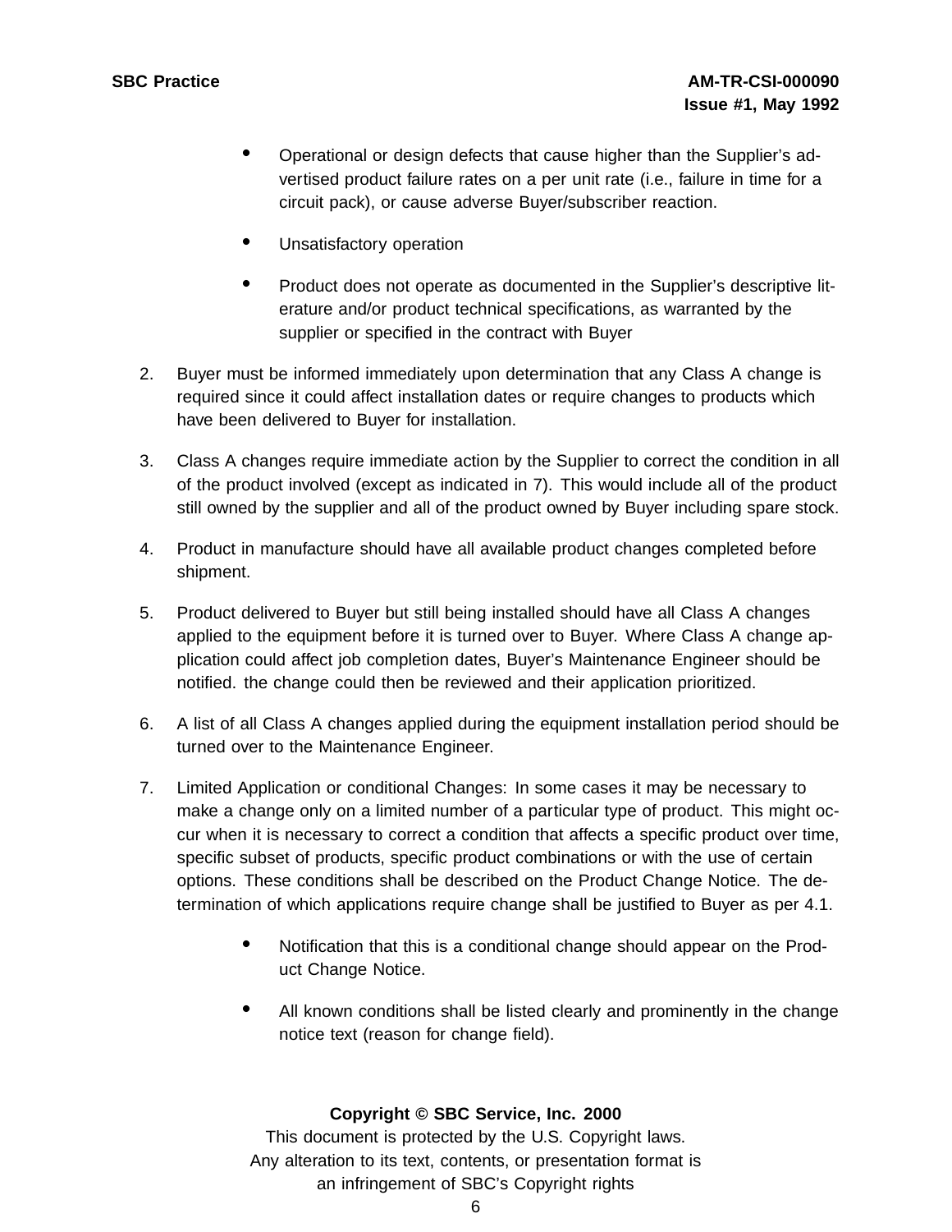- Operational or design defects that cause higher than the Supplier's advertised product failure rates on a per unit rate (i.e., failure in time for a circuit pack), or cause adverse Buyer/subscriber reaction.
- Unsatisfactory operation
- Product does not operate as documented in the Supplier's descriptive literature and/or product technical specifications, as warranted by the supplier or specified in the contract with Buyer

2. Buyer must be informed immediately upon determination that any Class A change is required since it could affect installation dates or require changes to products which have been delivered to Buyer for installation.

3. Class A changes require immediate action by the Supplier to correct the condition in all of the product involved (except as indicated in 7). This would include all of the product still owned by the supplier and all of the product owned by Buyer including spare stock.

4. Product in manufacture should have all available product changes completed before shipment.

5. Product delivered to Buyer but still being installed should have all Class A changes applied to the equipment before it is turned over to Buyer. Where Class A change application could affect job completion dates, Buyer's Maintenance Engineer should be notified. the change could then be reviewed and their application prioritized.

6. A list of all Class A changes applied during the equipment installation period should be turned over to the Maintenance Engineer.

7. Limited Application or conditional Changes: In some cases it may be necessary to make a change only on a limited number of a particular type of product. This might occur when it is necessary to correct a condition that affects a specific product over time, specific subset of products, specific product combinations or with the use of certain options. These conditions shall be described on the Product Change Notice. The determination of which applications require change shall be justified to Buyer as per 4.1.

   - Notification that this is a conditional change should appear on the Product Change Notice.
   - All known conditions shall be listed clearly and prominently in the change notice text (reason for change field).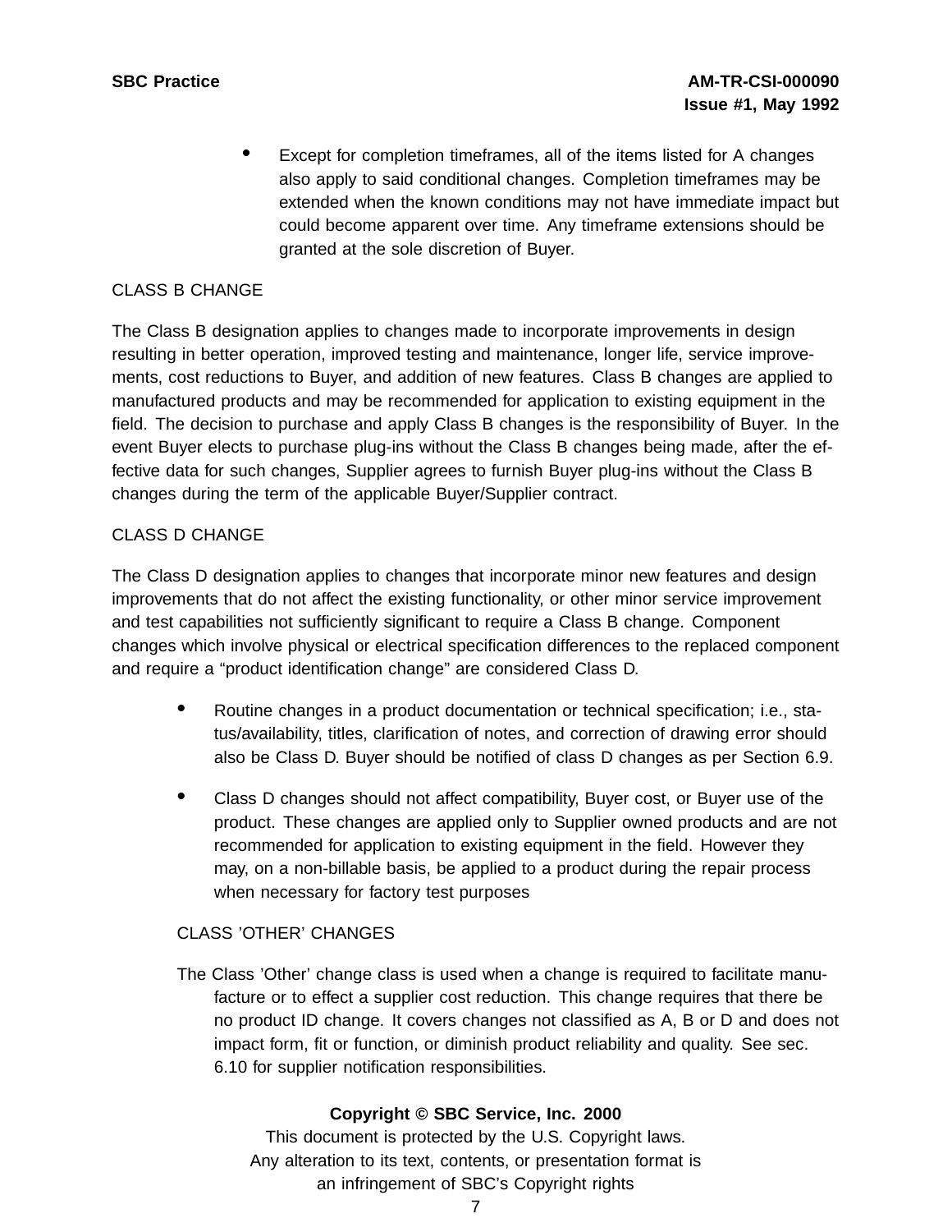- Except for completion timeframes, all of the items listed for A changes also apply to said conditional changes. Completion timeframes may be extended when the known conditions may not have immediate impact but could become apparent over time. Any timeframe extensions should be granted at the sole discretion of Buyer.

CLASS B CHANGE

The Class B designation applies to changes made to incorporate improvements in design resulting in better operation, improved testing and maintenance, longer life, service improvements, cost reductions to Buyer, and addition of new features. Class B changes are applied to manufactured products and may be recommended for application to existing equipment in the field. The decision to purchase and apply Class B changes is the responsibility of Buyer. In the event Buyer elects to purchase plug-ins without the Class B changes being made, after the effective data for such changes, Supplier agrees to furnish Buyer plug-ins without the Class B changes during the term of the applicable Buyer/Supplier contract.

CLASS D CHANGE

The Class D designation applies to changes that incorporate minor new features and design improvements that do not affect the existing functionality, or other minor service improvement and test capabilities not sufficiently significant to require a Class B change. Component changes which involve physical or electrical specification differences to the replaced component and require a "product identification change" are considered Class D.

- Routine changes in a product documentation or technical specification; i.e., status/availability, titles, clarification of notes, and correction of drawing error should also be Class D. Buyer should be notified of class D changes as per Section 6.9.
- Class D changes should not affect compatibility, Buyer cost, or Buyer use of the product. These changes are applied only to Supplier owned products and are not recommended for application to existing equipment in the field. However they may, on a non-billable basis, be applied to a product during the repair process when necessary for factory test purposes

CLASS 'OTHER' CHANGES

The Class 'Other' change class is used when a change is required to facilitate manufacture or to effect a supplier cost reduction. This change requires that there be no product ID change. It covers changes not classified as A, B or D and does not impact form, fit or function, or diminish product reliability and quality. See sec. 6.10 for supplier notification responsibilities.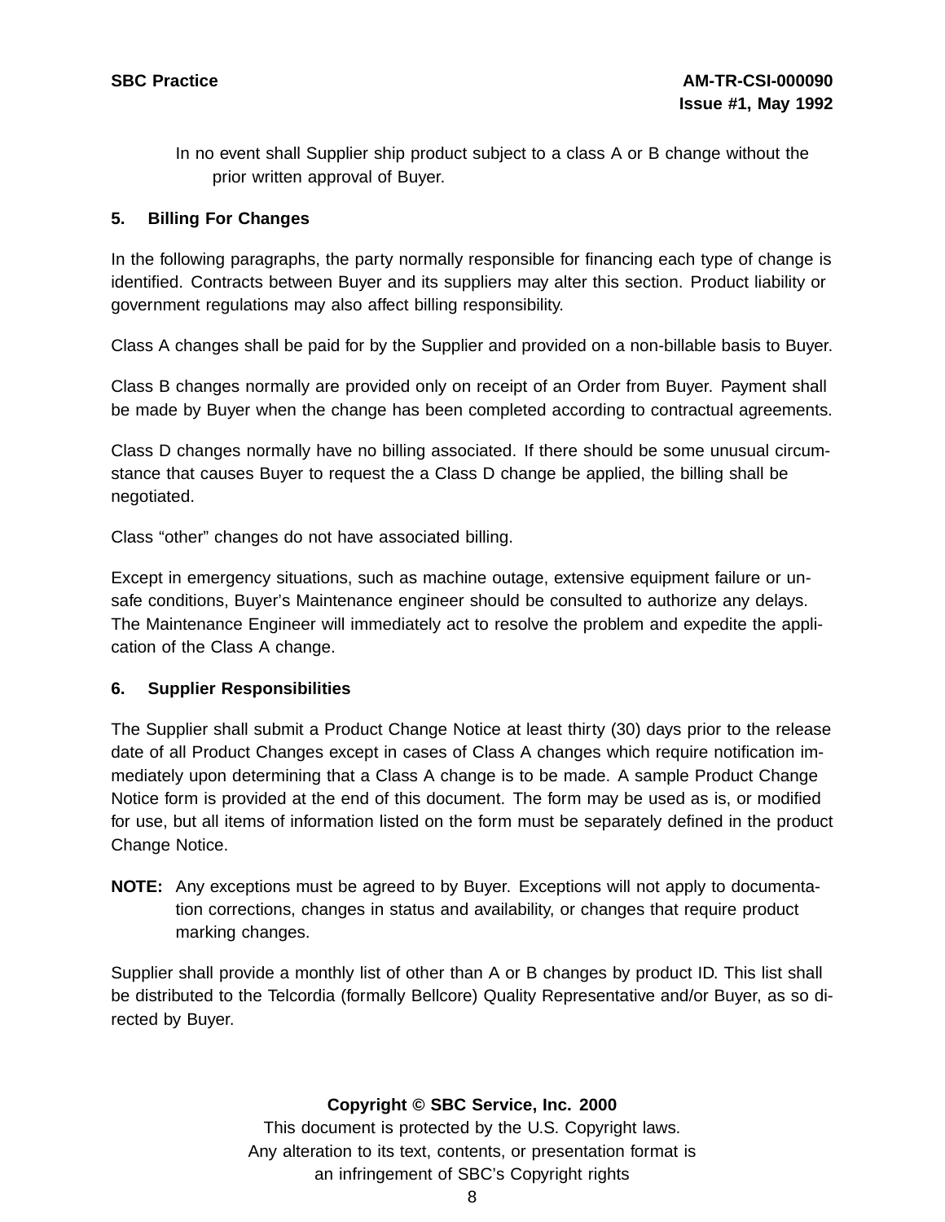In no event shall Supplier ship product subject to a class A or B change without the prior written approval of Buyer.

## 5. Billing For Changes

In the following paragraphs, the party normally responsible for financing each type of change is identified. Contracts between Buyer and its suppliers may alter this section. Product liability or government regulations may also affect billing responsibility.

Class A changes shall be paid for by the Supplier and provided on a non-billable basis to Buyer.

Class B changes normally are provided only on receipt of an Order from Buyer. Payment shall be made by Buyer when the change has been completed according to contractual agreements.

Class D changes normally have no billing associated. If there should be some unusual circumstance that causes Buyer to request the a Class D change be applied, the billing shall be negotiated.

Class "other" changes do not have associated billing.

Except in emergency situations, such as machine outage, extensive equipment failure or unsafe conditions, Buyer's Maintenance engineer should be consulted to authorize any delays. The Maintenance Engineer will immediately act to resolve the problem and expedite the application of the Class A change.

## 6. Supplier Responsibilities

The Supplier shall submit a Product Change Notice at least thirty (30) days prior to the release date of all Product Changes except in cases of Class A changes which require notification immediately upon determining that a Class A change is to be made. A sample Product Change Notice form is provided at the end of this document. The form may be used as is, or modified for use, but all items of information listed on the form must be separately defined in the product Change Notice.

**NOTE:** Any exceptions must be agreed to by Buyer. Exceptions will not apply to documentation corrections, changes in status and availability, or changes that require product marking changes.

Supplier shall provide a monthly list of other than A or B changes by product ID. This list shall be distributed to the Telcordia (formally Bellcore) Quality Representative and/or Buyer, as so directed by Buyer.

**Copyright © SBC Service, Inc. 2000**
This document is protected by the U.S. Copyright laws.
Any alteration to its text, contents, or presentation format is
an infringement of SBC's Copyright rights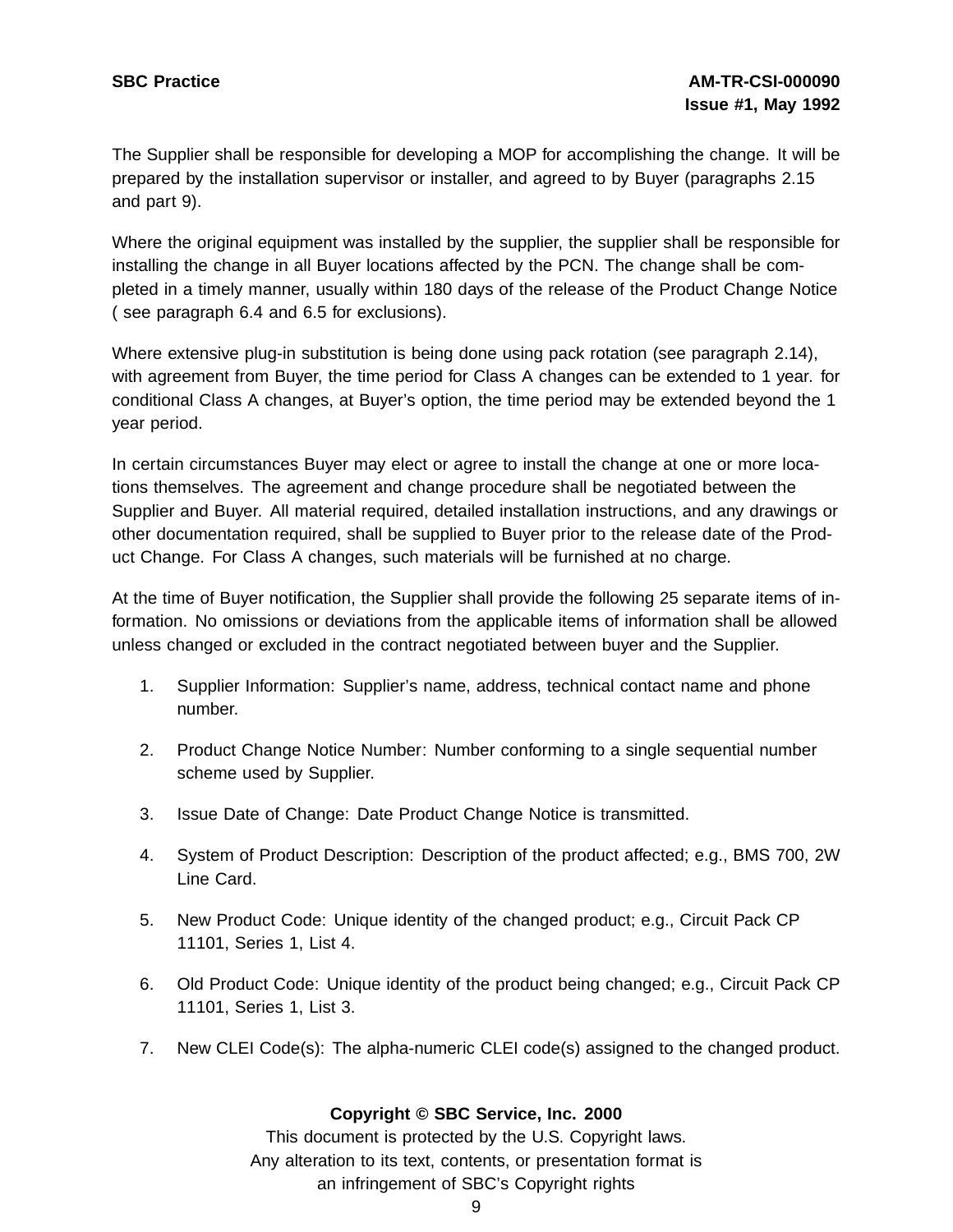The Supplier shall be responsible for developing a MOP for accomplishing the change. It will be prepared by the installation supervisor or installer, and agreed to by Buyer (paragraphs 2.15 and part 9).

Where the original equipment was installed by the supplier, the supplier shall be responsible for installing the change in all Buyer locations affected by the PCN. The change shall be completed in a timely manner, usually within 180 days of the release of the Product Change Notice ( see paragraph 6.4 and 6.5 for exclusions).

Where extensive plug-in substitution is being done using pack rotation (see paragraph 2.14), with agreement from Buyer, the time period for Class A changes can be extended to 1 year. for conditional Class A changes, at Buyer's option, the time period may be extended beyond the 1 year period.

In certain circumstances Buyer may elect or agree to install the change at one or more locations themselves. The agreement and change procedure shall be negotiated between the Supplier and Buyer. All material required, detailed installation instructions, and any drawings or other documentation required, shall be supplied to Buyer prior to the release date of the Product Change. For Class A changes, such materials will be furnished at no charge.

At the time of Buyer notification, the Supplier shall provide the following 25 separate items of information. No omissions or deviations from the applicable items of information shall be allowed unless changed or excluded in the contract negotiated between buyer and the Supplier.

1. Supplier Information: Supplier's name, address, technical contact name and phone number.
2. Product Change Notice Number: Number conforming to a single sequential number scheme used by Supplier.
3. Issue Date of Change: Date Product Change Notice is transmitted.
4. System of Product Description: Description of the product affected; e.g., BMS 700, 2W Line Card.
5. New Product Code: Unique identity of the changed product; e.g., Circuit Pack CP 11101, Series 1, List 4.
6. Old Product Code: Unique identity of the product being changed; e.g., Circuit Pack CP 11101, Series 1, List 3.
7. New CLEI Code(s): The alpha-numeric CLEI code(s) assigned to the changed product.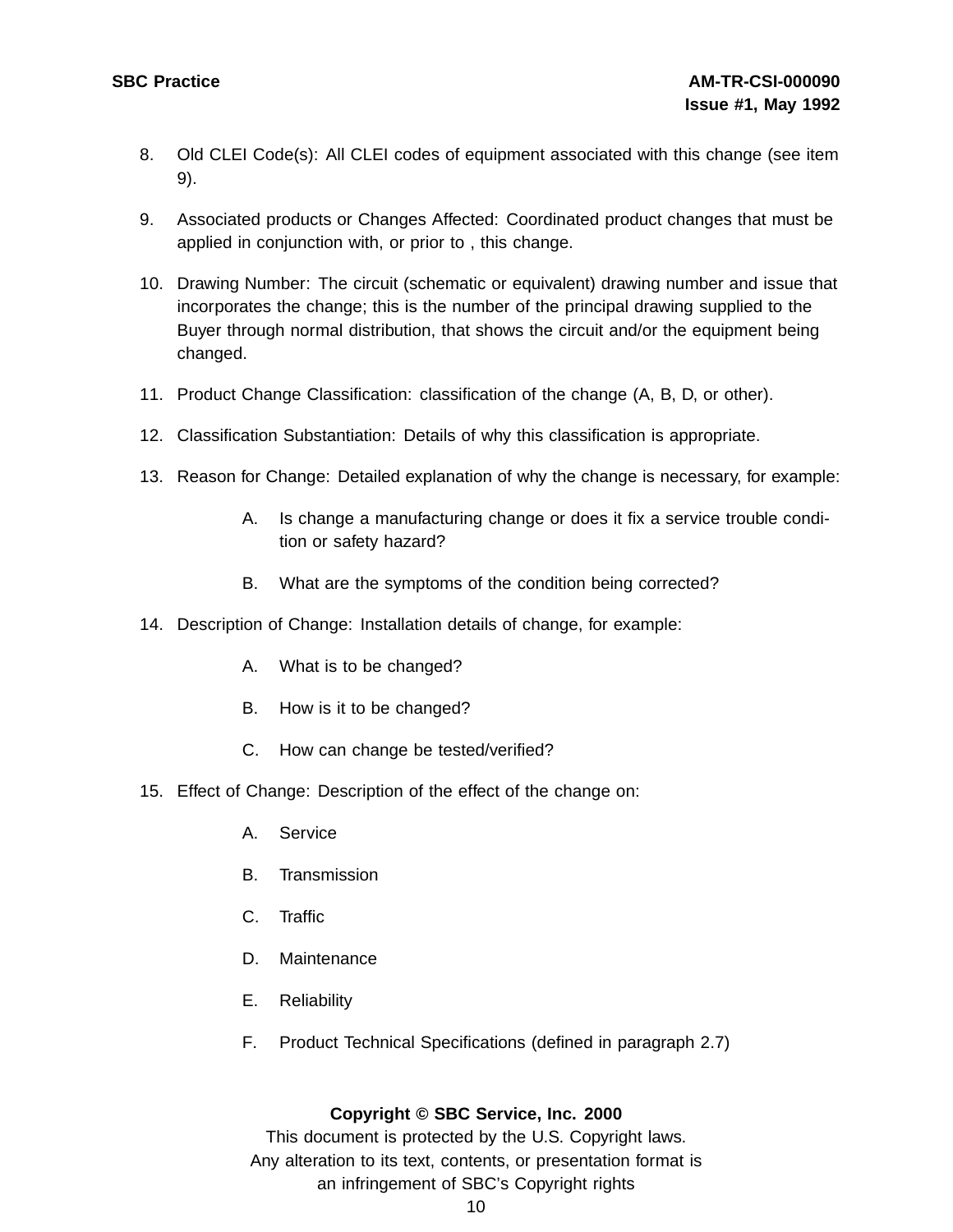8. Old CLEI Code(s): All CLEI codes of equipment associated with this change (see item 9).

9. Associated products or Changes Affected: Coordinated product changes that must be applied in conjunction with, or prior to , this change.

10. Drawing Number: The circuit (schematic or equivalent) drawing number and issue that incorporates the change; this is the number of the principal drawing supplied to the Buyer through normal distribution, that shows the circuit and/or the equipment being changed.

11. Product Change Classification: classification of the change (A, B, D, or other).

12. Classification Substantiation: Details of why this classification is appropriate.

13. Reason for Change: Detailed explanation of why the change is necessary, for example:

    A. Is change a manufacturing change or does it fix a service trouble condition or safety hazard?

    B. What are the symptoms of the condition being corrected?

14. Description of Change: Installation details of change, for example:

    A. What is to be changed?

    B. How is it to be changed?

    C. How can change be tested/verified?

15. Effect of Change: Description of the effect of the change on:

    A. Service

    B. Transmission

    C. Traffic

    D. Maintenance

    E. Reliability

    F. Product Technical Specifications (defined in paragraph 2.7)

**Copyright © SBC Service, Inc. 2000**
This document is protected by the U.S. Copyright laws.
Any alteration to its text, contents, or presentation format is
an infringement of SBC's Copyright rights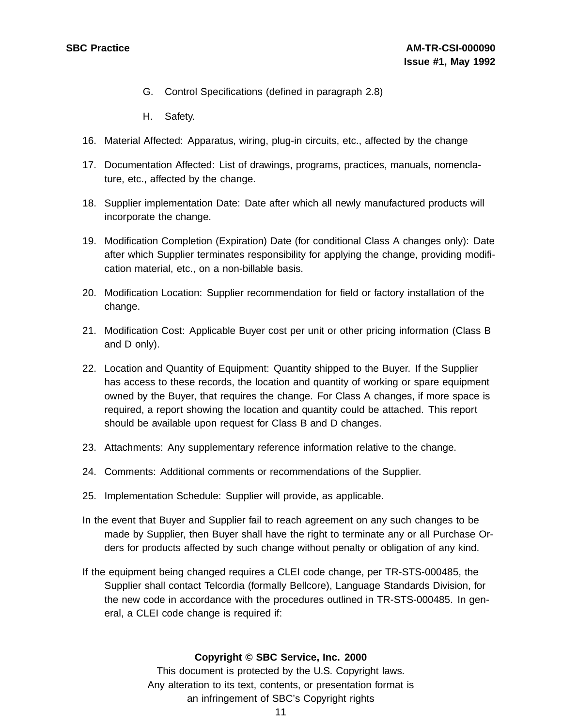G. Control Specifications (defined in paragraph 2.8)

    H. Safety.

16. Material Affected: Apparatus, wiring, plug-in circuits, etc., affected by the change

17. Documentation Affected: List of drawings, programs, practices, manuals, nomenclature, etc., affected by the change.

18. Supplier implementation Date: Date after which all newly manufactured products will incorporate the change.

19. Modification Completion (Expiration) Date (for conditional Class A changes only): Date after which Supplier terminates responsibility for applying the change, providing modification material, etc., on a non-billable basis.

20. Modification Location: Supplier recommendation for field or factory installation of the change.

21. Modification Cost: Applicable Buyer cost per unit or other pricing information (Class B and D only).

22. Location and Quantity of Equipment: Quantity shipped to the Buyer. If the Supplier has access to these records, the location and quantity of working or spare equipment owned by the Buyer, that requires the change. For Class A changes, if more space is required, a report showing the location and quantity could be attached. This report should be available upon request for Class B and D changes.

23. Attachments: Any supplementary reference information relative to the change.

24. Comments: Additional comments or recommendations of the Supplier.

25. Implementation Schedule: Supplier will provide, as applicable.

In the event that Buyer and Supplier fail to reach agreement on any such changes to be made by Supplier, then Buyer shall have the right to terminate any or all Purchase Orders for products affected by such change without penalty or obligation of any kind.

If the equipment being changed requires a CLEI code change, per TR-STS-000485, the Supplier shall contact Telcordia (formally Bellcore), Language Standards Division, for the new code in accordance with the procedures outlined in TR-STS-000485. In general, a CLEI code change is required if: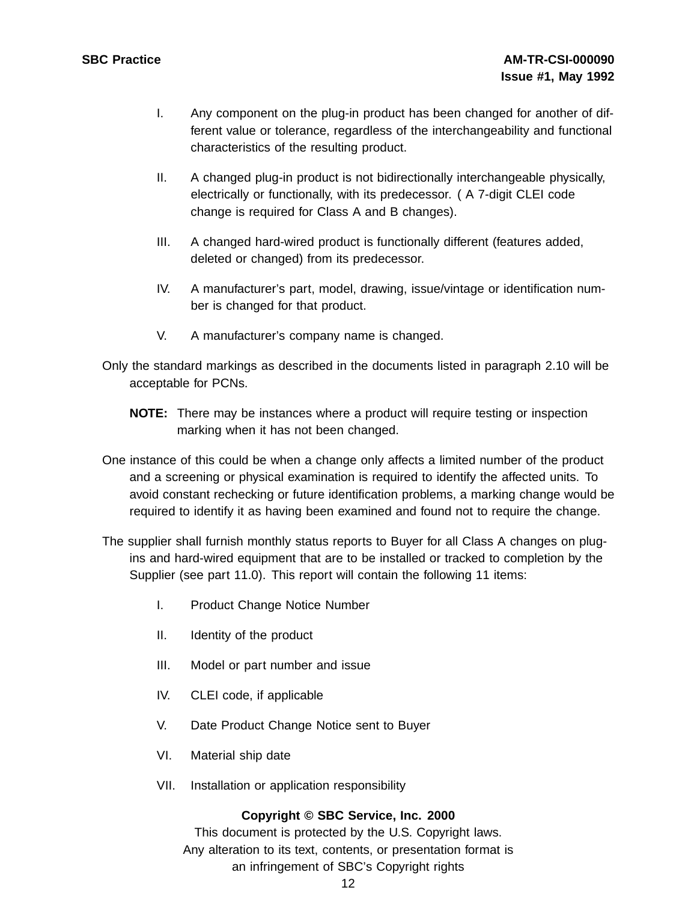I. Any component on the plug-in product has been changed for another of different value or tolerance, regardless of the interchangeability and functional characteristics of the resulting product.

II. A changed plug-in product is not bidirectionally interchangeable physically, electrically or functionally, with its predecessor. ( A 7-digit CLEI code change is required for Class A and B changes).

III. A changed hard-wired product is functionally different (features added, deleted or changed) from its predecessor.

IV. A manufacturer's part, model, drawing, issue/vintage or identification number is changed for that product.

V. A manufacturer's company name is changed.

Only the standard markings as described in the documents listed in paragraph 2.10 will be acceptable for PCNs.

**NOTE:** There may be instances where a product will require testing or inspection marking when it has not been changed.

One instance of this could be when a change only affects a limited number of the product and a screening or physical examination is required to identify the affected units. To avoid constant rechecking or future identification problems, a marking change would be required to identify it as having been examined and found not to require the change.

The supplier shall furnish monthly status reports to Buyer for all Class A changes on plug-ins and hard-wired equipment that are to be installed or tracked to completion by the Supplier (see part 11.0). This report will contain the following 11 items:

I. Product Change Notice Number

II. Identity of the product

III. Model or part number and issue

IV. CLEI code, if applicable

V. Date Product Change Notice sent to Buyer

VI. Material ship date

VII. Installation or application responsibility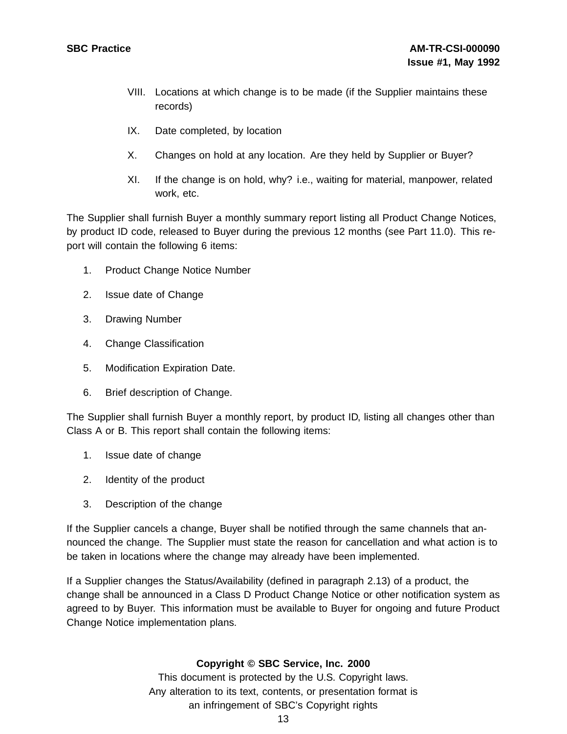VIII. Locations at which change is to be made (if the Supplier maintains these records)

IX. Date completed, by location

X. Changes on hold at any location. Are they held by Supplier or Buyer?

XI. If the change is on hold, why? i.e., waiting for material, manpower, related work, etc.

The Supplier shall furnish Buyer a monthly summary report listing all Product Change Notices, by product ID code, released to Buyer during the previous 12 months (see Part 11.0). This report will contain the following 6 items:

1. Product Change Notice Number
2. Issue date of Change
3. Drawing Number
4. Change Classification
5. Modification Expiration Date.
6. Brief description of Change.

The Supplier shall furnish Buyer a monthly report, by product ID, listing all changes other than Class A or B. This report shall contain the following items:

1. Issue date of change
2. Identity of the product
3. Description of the change

If the Supplier cancels a change, Buyer shall be notified through the same channels that announced the change. The Supplier must state the reason for cancellation and what action is to be taken in locations where the change may already have been implemented.

If a Supplier changes the Status/Availability (defined in paragraph 2.13) of a product, the change shall be announced in a Class D Product Change Notice or other notification system as agreed to by Buyer. This information must be available to Buyer for ongoing and future Product Change Notice implementation plans.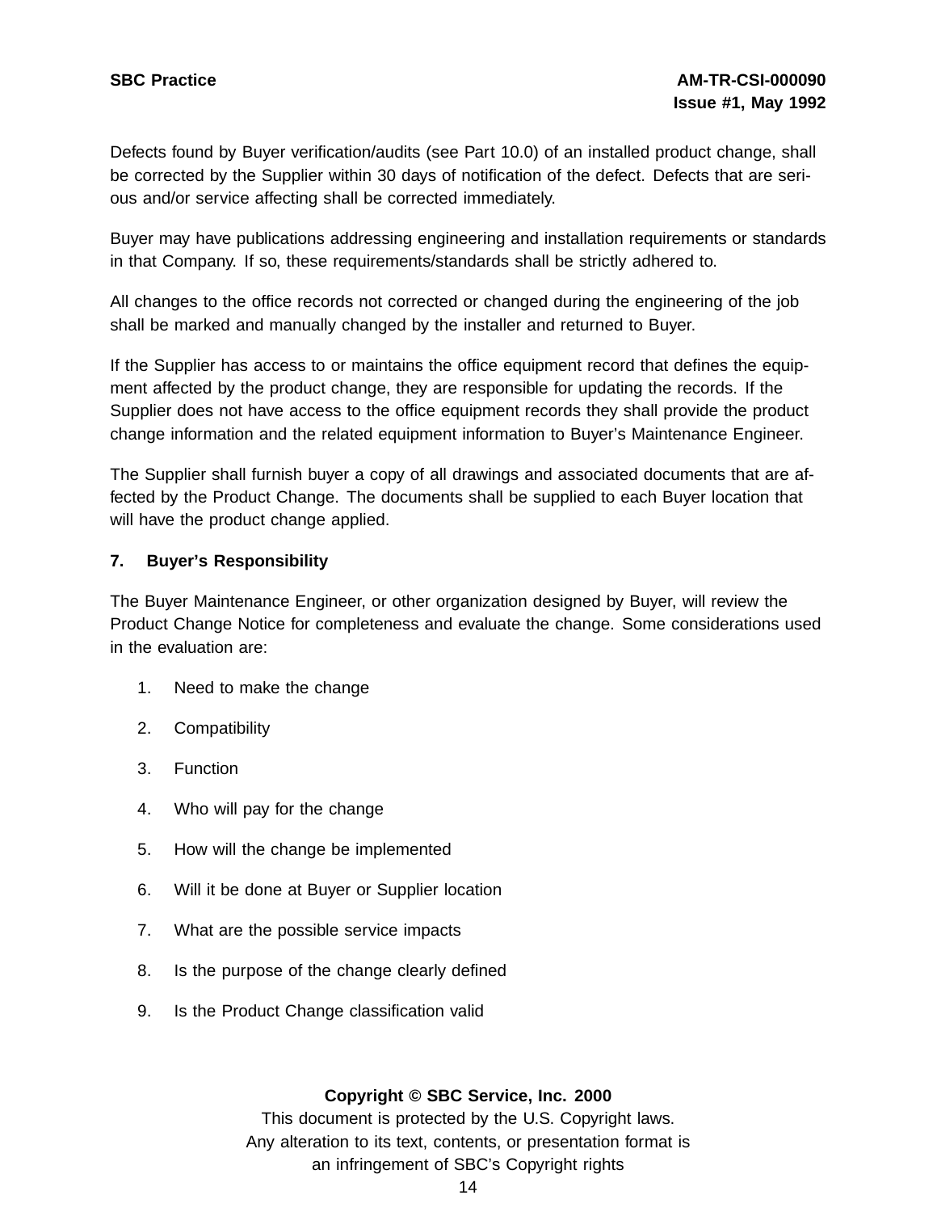Defects found by Buyer verification/audits (see Part 10.0) of an installed product change, shall be corrected by the Supplier within 30 days of notification of the defect. Defects that are serious and/or service affecting shall be corrected immediately.

Buyer may have publications addressing engineering and installation requirements or standards in that Company. If so, these requirements/standards shall be strictly adhered to.

All changes to the office records not corrected or changed during the engineering of the job shall be marked and manually changed by the installer and returned to Buyer.

If the Supplier has access to or maintains the office equipment record that defines the equipment affected by the product change, they are responsible for updating the records. If the Supplier does not have access to the office equipment records they shall provide the product change information and the related equipment information to Buyer's Maintenance Engineer.

The Supplier shall furnish buyer a copy of all drawings and associated documents that are affected by the Product Change. The documents shall be supplied to each Buyer location that will have the product change applied.

## 7. Buyer's Responsibility

The Buyer Maintenance Engineer, or other organization designed by Buyer, will review the Product Change Notice for completeness and evaluate the change. Some considerations used in the evaluation are:

1. Need to make the change
2. Compatibility
3. Function
4. Who will pay for the change
5. How will the change be implemented
6. Will it be done at Buyer or Supplier location
7. What are the possible service impacts
8. Is the purpose of the change clearly defined
9. Is the Product Change classification valid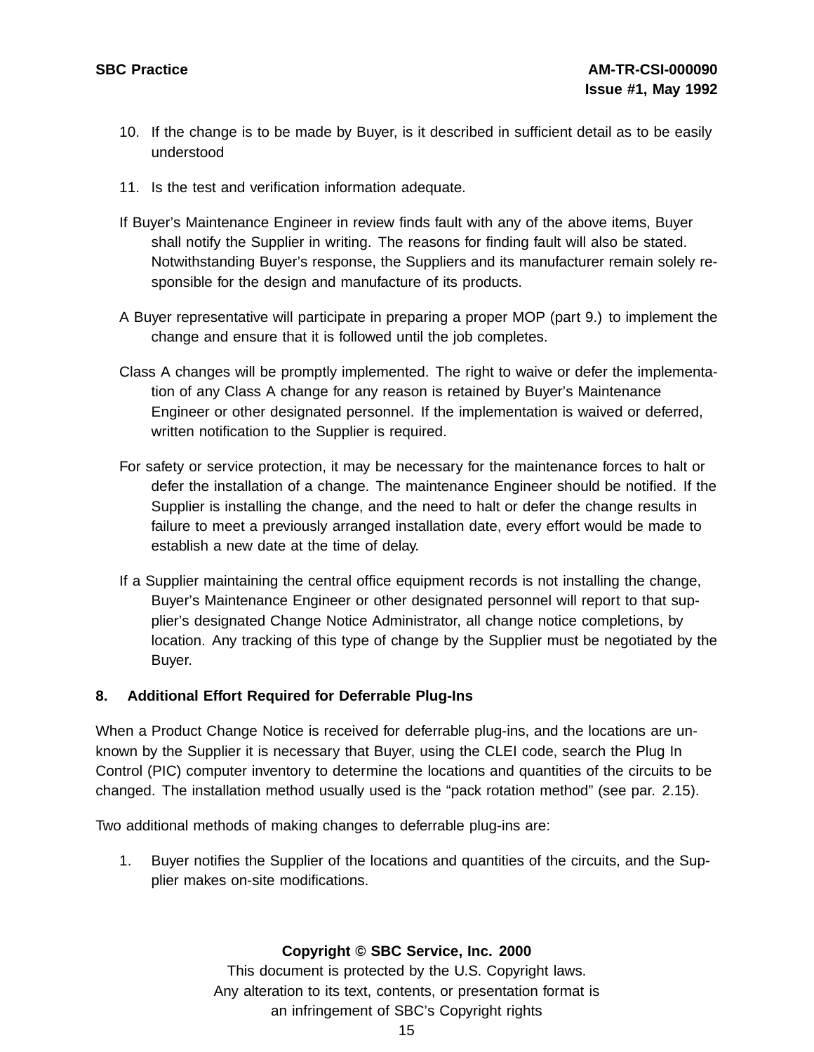10. If the change is to be made by Buyer, is it described in sufficient detail as to be easily understood

11. Is the test and verification information adequate.

If Buyer's Maintenance Engineer in review finds fault with any of the above items, Buyer shall notify the Supplier in writing. The reasons for finding fault will also be stated. Notwithstanding Buyer's response, the Suppliers and its manufacturer remain solely responsible for the design and manufacture of its products.

A Buyer representative will participate in preparing a proper MOP (part 9.) to implement the change and ensure that it is followed until the job completes.

Class A changes will be promptly implemented. The right to waive or defer the implementation of any Class A change for any reason is retained by Buyer's Maintenance Engineer or other designated personnel. If the implementation is waived or deferred, written notification to the Supplier is required.

For safety or service protection, it may be necessary for the maintenance forces to halt or defer the installation of a change. The maintenance Engineer should be notified. If the Supplier is installing the change, and the need to halt or defer the change results in failure to meet a previously arranged installation date, every effort would be made to establish a new date at the time of delay.

If a Supplier maintaining the central office equipment records is not installing the change, Buyer's Maintenance Engineer or other designated personnel will report to that supplier's designated Change Notice Administrator, all change notice completions, by location. Any tracking of this type of change by the Supplier must be negotiated by the Buyer.

## 8. Additional Effort Required for Deferrable Plug-Ins

When a Product Change Notice is received for deferrable plug-ins, and the locations are unknown by the Supplier it is necessary that Buyer, using the CLEI code, search the Plug In Control (PIC) computer inventory to determine the locations and quantities of the circuits to be changed. The installation method usually used is the "pack rotation method" (see par. 2.15).

Two additional methods of making changes to deferrable plug-ins are:

1. Buyer notifies the Supplier of the locations and quantities of the circuits, and the Supplier makes on-site modifications.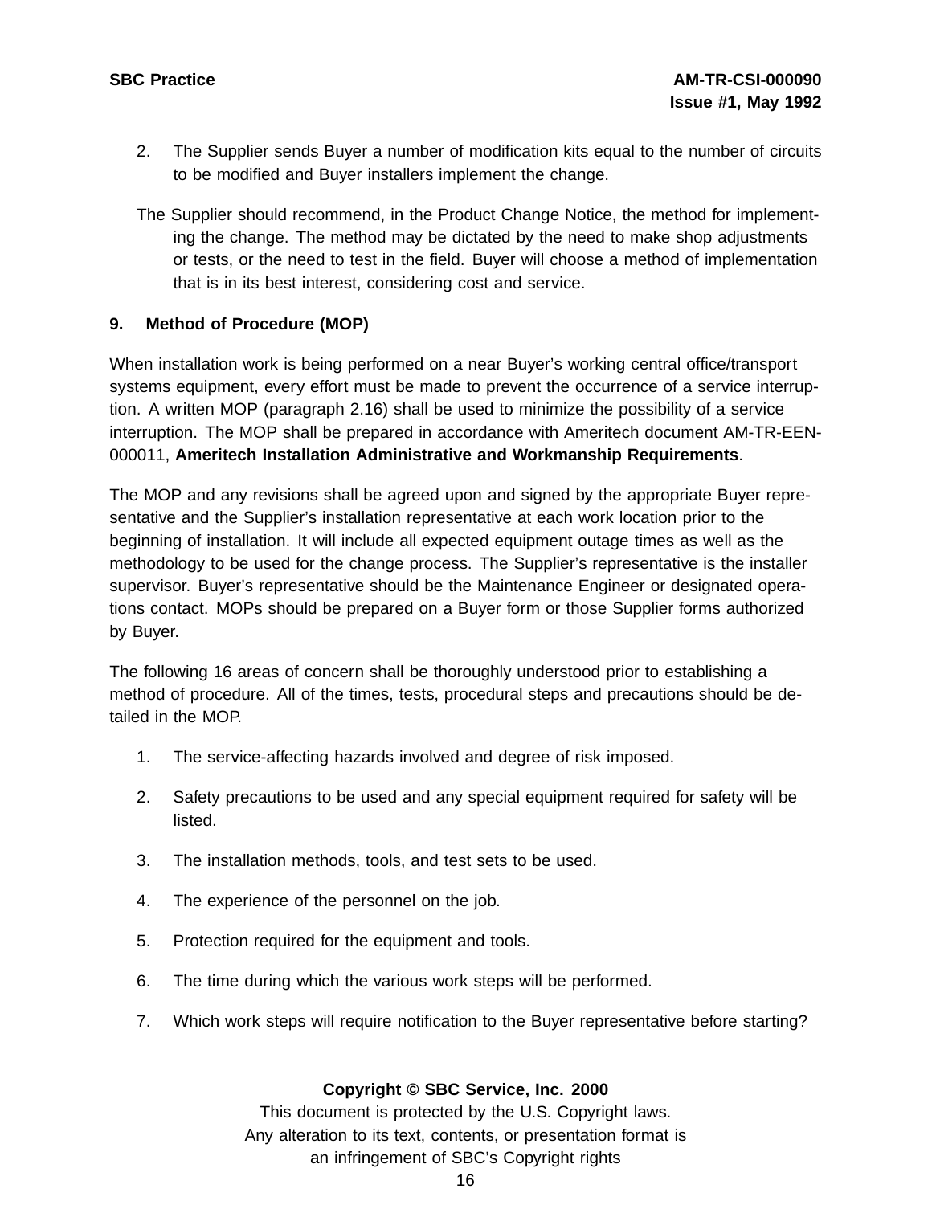2. The Supplier sends Buyer a number of modification kits equal to the number of circuits to be modified and Buyer installers implement the change.

The Supplier should recommend, in the Product Change Notice, the method for implementing the change. The method may be dictated by the need to make shop adjustments or tests, or the need to test in the field. Buyer will choose a method of implementation that is in its best interest, considering cost and service.

## 9. Method of Procedure (MOP)

When installation work is being performed on a near Buyer's working central office/transport systems equipment, every effort must be made to prevent the occurrence of a service interruption. A written MOP (paragraph 2.16) shall be used to minimize the possibility of a service interruption. The MOP shall be prepared in accordance with Ameritech document AM-TR-EEN-000011, **Ameritech Installation Administrative and Workmanship Requirements**.

The MOP and any revisions shall be agreed upon and signed by the appropriate Buyer representative and the Supplier's installation representative at each work location prior to the beginning of installation. It will include all expected equipment outage times as well as the methodology to be used for the change process. The Supplier's representative is the installer supervisor. Buyer's representative should be the Maintenance Engineer or designated operations contact. MOPs should be prepared on a Buyer form or those Supplier forms authorized by Buyer.

The following 16 areas of concern shall be thoroughly understood prior to establishing a method of procedure. All of the times, tests, procedural steps and precautions should be detailed in the MOP.

1. The service-affecting hazards involved and degree of risk imposed.
2. Safety precautions to be used and any special equipment required for safety will be listed.
3. The installation methods, tools, and test sets to be used.
4. The experience of the personnel on the job.
5. Protection required for the equipment and tools.
6. The time during which the various work steps will be performed.
7. Which work steps will require notification to the Buyer representative before starting?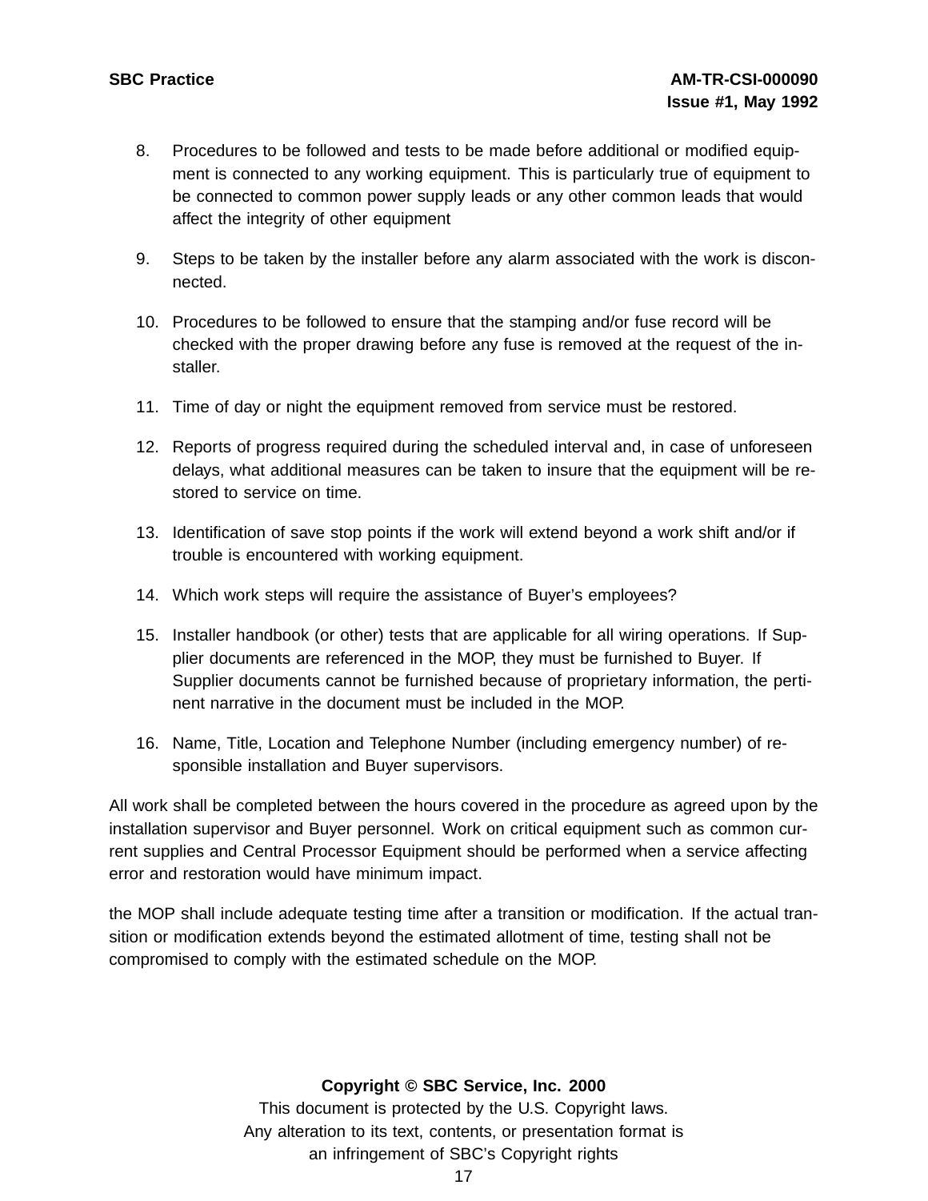8. Procedures to be followed and tests to be made before additional or modified equipment is connected to any working equipment. This is particularly true of equipment to be connected to common power supply leads or any other common leads that would affect the integrity of other equipment

9. Steps to be taken by the installer before any alarm associated with the work is disconnected.

10. Procedures to be followed to ensure that the stamping and/or fuse record will be checked with the proper drawing before any fuse is removed at the request of the installer.

11. Time of day or night the equipment removed from service must be restored.

12. Reports of progress required during the scheduled interval and, in case of unforeseen delays, what additional measures can be taken to insure that the equipment will be restored to service on time.

13. Identification of save stop points if the work will extend beyond a work shift and/or if trouble is encountered with working equipment.

14. Which work steps will require the assistance of Buyer's employees?

15. Installer handbook (or other) tests that are applicable for all wiring operations. If Supplier documents are referenced in the MOP, they must be furnished to Buyer. If Supplier documents cannot be furnished because of proprietary information, the pertinent narrative in the document must be included in the MOP.

16. Name, Title, Location and Telephone Number (including emergency number) of responsible installation and Buyer supervisors.

All work shall be completed between the hours covered in the procedure as agreed upon by the installation supervisor and Buyer personnel. Work on critical equipment such as common current supplies and Central Processor Equipment should be performed when a service affecting error and restoration would have minimum impact.

the MOP shall include adequate testing time after a transition or modification. If the actual transition or modification extends beyond the estimated allotment of time, testing shall not be compromised to comply with the estimated schedule on the MOP.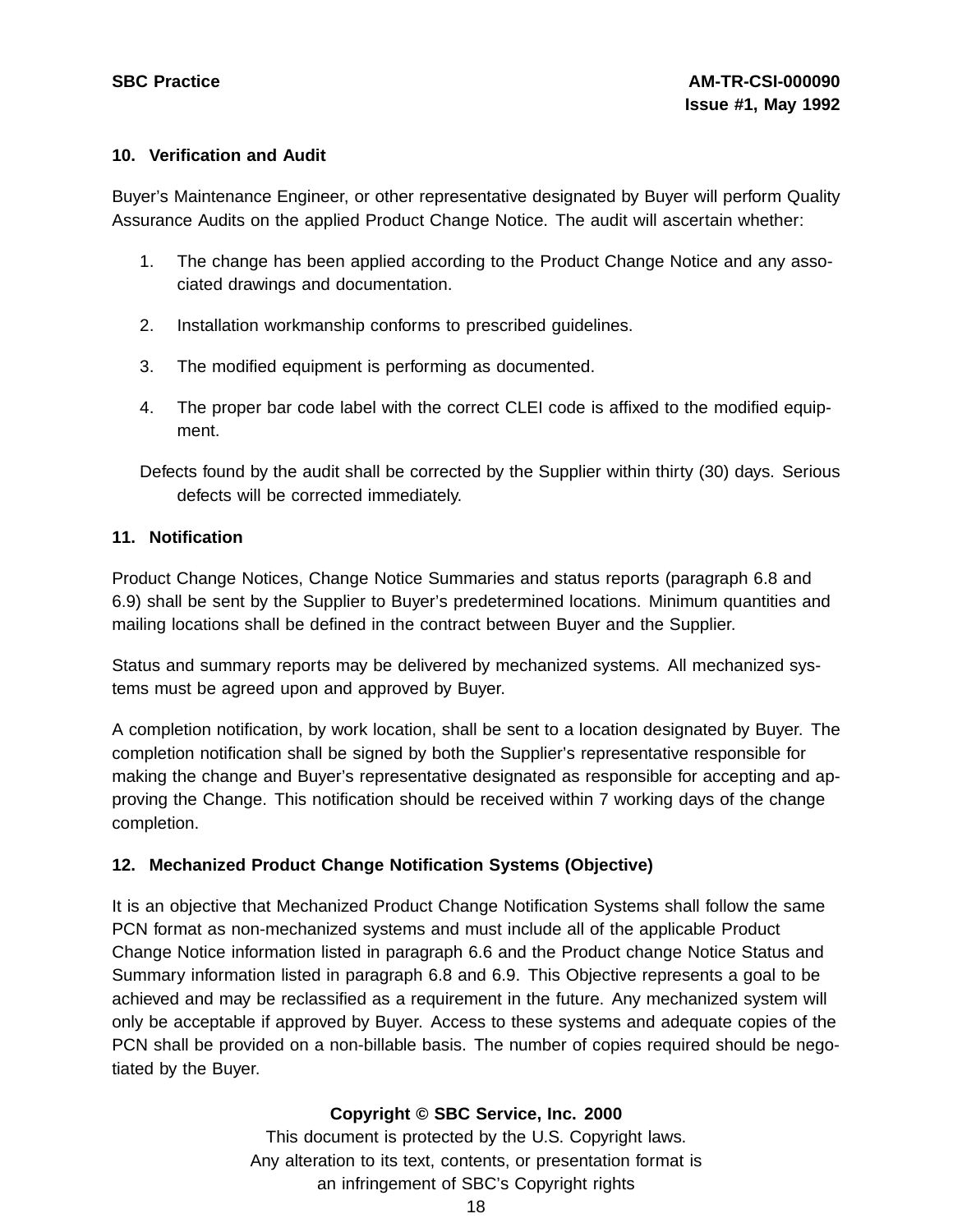## 10. Verification and Audit

Buyer's Maintenance Engineer, or other representative designated by Buyer will perform Quality Assurance Audits on the applied Product Change Notice. The audit will ascertain whether:

1. The change has been applied according to the Product Change Notice and any associated drawings and documentation.

2. Installation workmanship conforms to prescribed guidelines.

3. The modified equipment is performing as documented.

4. The proper bar code label with the correct CLEI code is affixed to the modified equipment.

Defects found by the audit shall be corrected by the Supplier within thirty (30) days. Serious defects will be corrected immediately.

## 11. Notification

Product Change Notices, Change Notice Summaries and status reports (paragraph 6.8 and 6.9) shall be sent by the Supplier to Buyer's predetermined locations. Minimum quantities and mailing locations shall be defined in the contract between Buyer and the Supplier.

Status and summary reports may be delivered by mechanized systems. All mechanized systems must be agreed upon and approved by Buyer.

A completion notification, by work location, shall be sent to a location designated by Buyer. The completion notification shall be signed by both the Supplier's representative responsible for making the change and Buyer's representative designated as responsible for accepting and approving the Change. This notification should be received within 7 working days of the change completion.

## 12. Mechanized Product Change Notification Systems (Objective)

It is an objective that Mechanized Product Change Notification Systems shall follow the same PCN format as non-mechanized systems and must include all of the applicable Product Change Notice information listed in paragraph 6.6 and the Product change Notice Status and Summary information listed in paragraph 6.8 and 6.9. This Objective represents a goal to be achieved and may be reclassified as a requirement in the future. Any mechanized system will only be acceptable if approved by Buyer. Access to these systems and adequate copies of the PCN shall be provided on a non-billable basis. The number of copies required should be negotiated by the Buyer.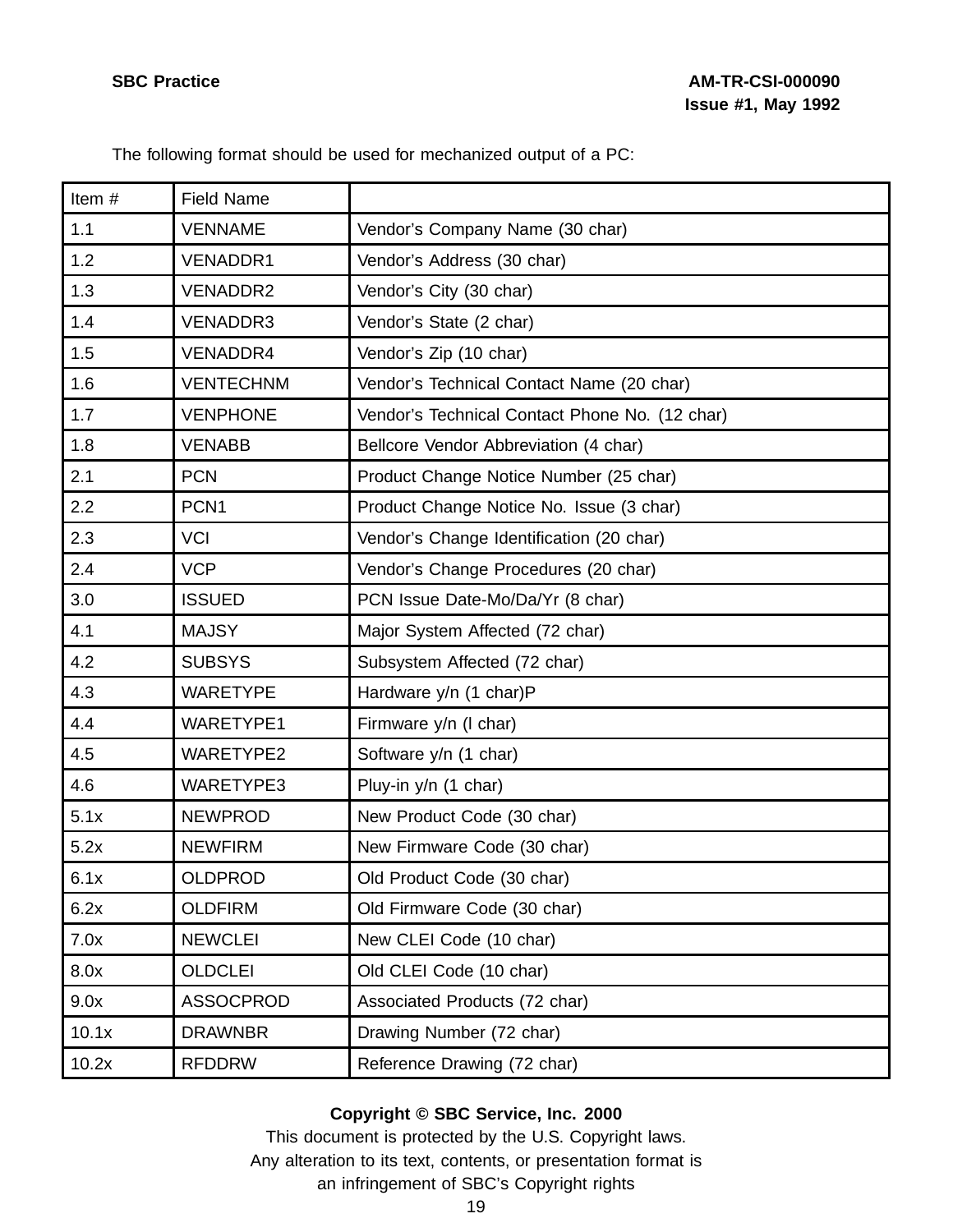The following format should be used for mechanized output of a PC:

| Item # | Field Name | |
|---|---|---|
| 1.1 | VENNAME | Vendor's Company Name (30 char) |
| 1.2 | VENADDR1 | Vendor's Address (30 char) |
| 1.3 | VENADDR2 | Vendor's City (30 char) |
| 1.4 | VENADDR3 | Vendor's State (2 char) |
| 1.5 | VENADDR4 | Vendor's Zip (10 char) |
| 1.6 | VENTECHNM | Vendor's Technical Contact Name (20 char) |
| 1.7 | VENPHONE | Vendor's Technical Contact Phone No. (12 char) |
| 1.8 | VENABB | Bellcore Vendor Abbreviation (4 char) |
| 2.1 | PCN | Product Change Notice Number (25 char) |
| 2.2 | PCN1 | Product Change Notice No. Issue (3 char) |
| 2.3 | VCI | Vendor's Change Identification (20 char) |
| 2.4 | VCP | Vendor's Change Procedures (20 char) |
| 3.0 | ISSUED | PCN Issue Date-Mo/Da/Yr (8 char) |
| 4.1 | MAJSY | Major System Affected (72 char) |
| 4.2 | SUBSYS | Subsystem Affected (72 char) |
| 4.3 | WARETYPE | Hardware y/n (1 char)P |
| 4.4 | WARETYPE1 | Firmware y/n (l char) |
| 4.5 | WARETYPE2 | Software y/n (1 char) |
| 4.6 | WARETYPE3 | Pluy-in y/n (1 char) |
| 5.1x | NEWPROD | New Product Code (30 char) |
| 5.2x | NEWFIRM | New Firmware Code (30 char) |
| 6.1x | OLDPROD | Old Product Code (30 char) |
| 6.2x | OLDFIRM | Old Firmware Code (30 char) |
| 7.0x | NEWCLEI | New CLEI Code (10 char) |
| 8.0x | OLDCLEI | Old CLEI Code (10 char) |
| 9.0x | ASSOCPROD | Associated Products (72 char) |
| 10.1x | DRAWNBR | Drawing Number (72 char) |
| 10.2x | RFDDRW | Reference Drawing (72 char) |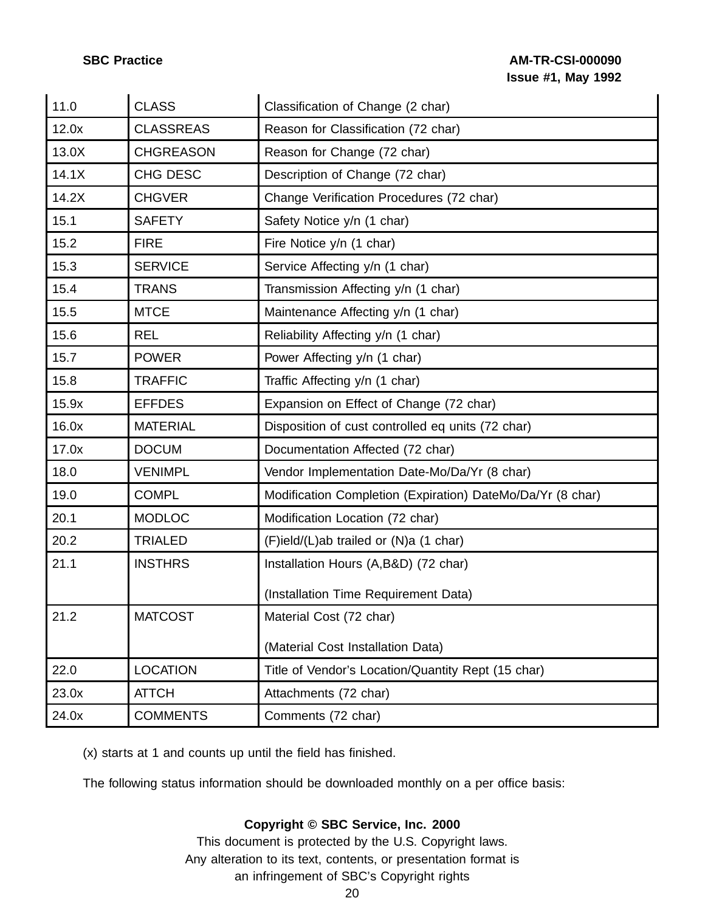| | | |
|---|---|---|
| 11.0 | CLASS | Classification of Change (2 char) |
| 12.0x | CLASSREAS | Reason for Classification (72 char) |
| 13.0X | CHGREASON | Reason for Change (72 char) |
| 14.1X | CHG DESC | Description of Change (72 char) |
| 14.2X | CHGVER | Change Verification Procedures (72 char) |
| 15.1 | SAFETY | Safety Notice y/n (1 char) |
| 15.2 | FIRE | Fire Notice y/n (1 char) |
| 15.3 | SERVICE | Service Affecting y/n (1 char) |
| 15.4 | TRANS | Transmission Affecting y/n (1 char) |
| 15.5 | MTCE | Maintenance Affecting y/n (1 char) |
| 15.6 | REL | Reliability Affecting y/n (1 char) |
| 15.7 | POWER | Power Affecting y/n (1 char) |
| 15.8 | TRAFFIC | Traffic Affecting y/n (1 char) |
| 15.9x | EFFDES | Expansion on Effect of Change (72 char) |
| 16.0x | MATERIAL | Disposition of cust controlled eq units (72 char) |
| 17.0x | DOCUM | Documentation Affected (72 char) |
| 18.0 | VENIMPL | Vendor Implementation Date-Mo/Da/Yr (8 char) |
| 19.0 | COMPL | Modification Completion (Expiration) DateMo/Da/Yr (8 char) |
| 20.1 | MODLOC | Modification Location (72 char) |
| 20.2 | TRIALED | (F)ield/(L)ab trailed or (N)a (1 char) |
| 21.1 | INSTHRS | Installation Hours (A,B&D) (72 char)<br><br>(Installation Time Requirement Data) |
| 21.2 | MATCOST | Material Cost (72 char)<br><br>(Material Cost Installation Data) |
| 22.0 | LOCATION | Title of Vendor's Location/Quantity Rept (15 char) |
| 23.0x | ATTCH | Attachments (72 char) |
| 24.0x | COMMENTS | Comments (72 char) |

(x) starts at 1 and counts up until the field has finished.

The following status information should be downloaded monthly on a per office basis:

**Copyright © SBC Service, Inc. 2000**

This document is protected by the U.S. Copyright laws.
Any alteration to its text, contents, or presentation format is
an infringement of SBC's Copyright rights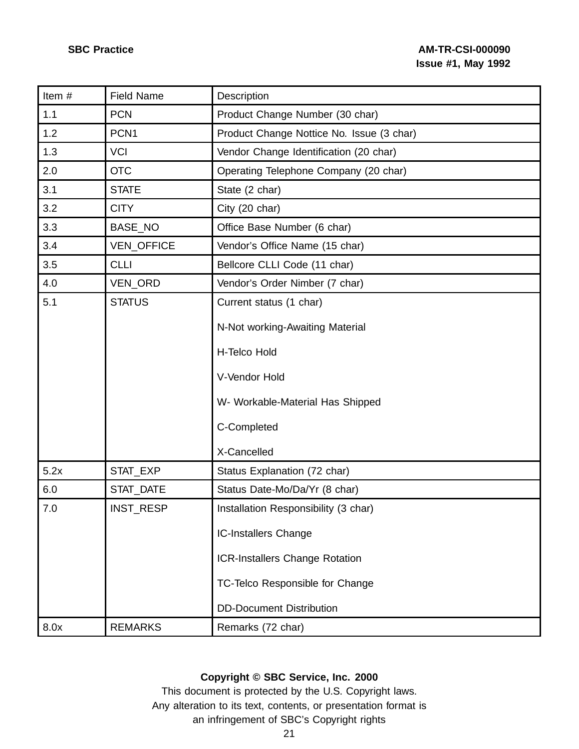| Item # | Field Name | Description |
|---|---|---|
| 1.1 | PCN | Product Change Number (30 char) |
| 1.2 | PCN1 | Product Change Nottice No. Issue (3 char) |
| 1.3 | VCI | Vendor Change Identification (20 char) |
| 2.0 | OTC | Operating Telephone Company (20 char) |
| 3.1 | STATE | State (2 char) |
| 3.2 | CITY | City (20 char) |
| 3.3 | BASE_NO | Office Base Number (6 char) |
| 3.4 | VEN_OFFICE | Vendor’s Office Name (15 char) |
| 3.5 | CLLI | Bellcore CLLI Code (11 char) |
| 4.0 | VEN_ORD | Vendor’s Order Nimber (7 char) |
| 5.1 | STATUS | Current status (1 char)<br><br>N-Not working-Awaiting Material<br><br>H-Telco Hold<br><br>V-Vendor Hold<br><br>W- Workable-Material Has Shipped<br><br>C-Completed<br><br>X-Cancelled |
| 5.2x | STAT_EXP | Status Explanation (72 char) |
| 6.0 | STAT_DATE | Status Date-Mo/Da/Yr (8 char) |
| 7.0 | INST_RESP | Installation Responsibility (3 char)<br><br>IC-Installers Change<br><br>ICR-Installers Change Rotation<br><br>TC-Telco Responsible for Change<br><br>DD-Document Distribution |
| 8.0x | REMARKS | Remarks (72 char) |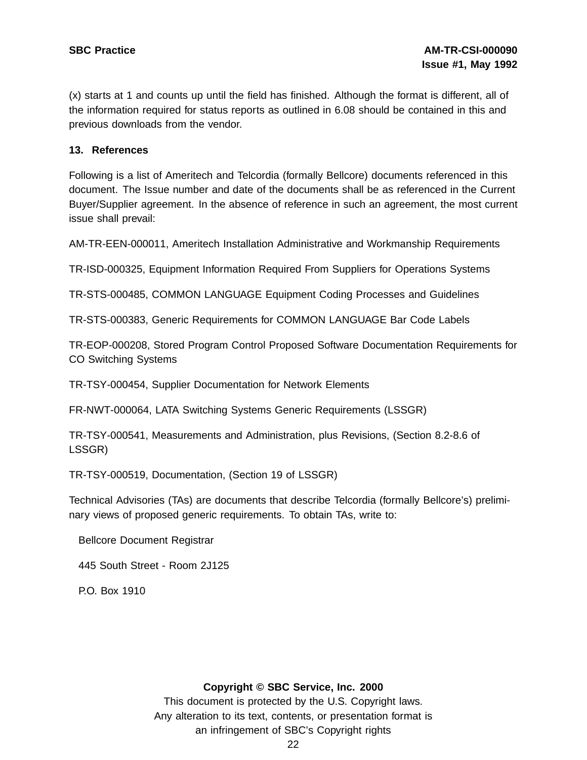(x) starts at 1 and counts up until the field has finished. Although the format is different, all of the information required for status reports as outlined in 6.08 should be contained in this and previous downloads from the vendor.

## 13. References

Following is a list of Ameritech and Telcordia (formally Bellcore) documents referenced in this document. The Issue number and date of the documents shall be as referenced in the Current Buyer/Supplier agreement. In the absence of reference in such an agreement, the most current issue shall prevail:

AM-TR-EEN-000011, Ameritech Installation Administrative and Workmanship Requirements

TR-ISD-000325, Equipment Information Required From Suppliers for Operations Systems

TR-STS-000485, COMMON LANGUAGE Equipment Coding Processes and Guidelines

TR-STS-000383, Generic Requirements for COMMON LANGUAGE Bar Code Labels

TR-EOP-000208, Stored Program Control Proposed Software Documentation Requirements for CO Switching Systems

TR-TSY-000454, Supplier Documentation for Network Elements

FR-NWT-000064, LATA Switching Systems Generic Requirements (LSSGR)

TR-TSY-000541, Measurements and Administration, plus Revisions, (Section 8.2-8.6 of LSSGR)

TR-TSY-000519, Documentation, (Section 19 of LSSGR)

Technical Advisories (TAs) are documents that describe Telcordia (formally Bellcore's) preliminary views of proposed generic requirements. To obtain TAs, write to:

Bellcore Document Registrar

445 South Street - Room 2J125

P.O. Box 1910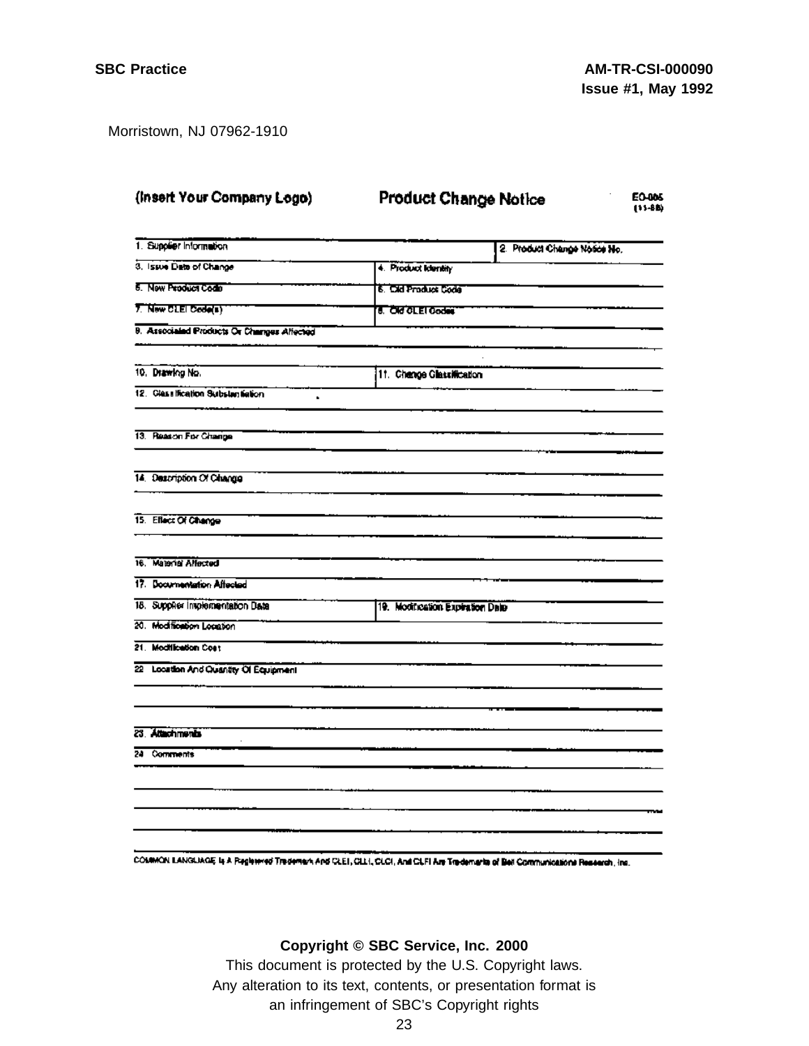Morristown, NJ 07962-1910

(Insert Your Company Logo) **Product Change Notice** EO-005 (11-88)

| 1. Supplier Information | | 2. Product Change Notice No. |
|---|---|---|
| 3. Issue Date of Change | 4. Product Identity | |
| 5. New Product Code | 6. Old Product Code | |
| 7. New CLEI Code(s) | 8. Old CLEI Codes | |
| 9. Associated Products Or Changes Affected | | |
| 10. Drawing No. | 11. Change Classification | |
| 12. Classification Substantiation | | |
| 13. Reason For Change | | |
| 14. Description Of Change | | |
| 15. Effect Of Change | | |
| 16. Material Affected | | |
| 17. Documentation Affected | | |
| 18. Supplier Implementation Date | 19. Modification Expiration Date | |
| 20. Modification Location | | |
| 21. Modification Cost | | |
| 22. Location And Quantity Of Equipment | | |
| 23. Attachments | | |
| 24. Comments | | |

COMMON LANGUAGE Is A Registered Trademark And CLEI, CLLI, CLCI, And CLFI Are Trademarks of Bell Communications Research, Inc.

**Copyright © SBC Service, Inc. 2000**

This document is protected by the U.S. Copyright laws.
Any alteration to its text, contents, or presentation format is
an infringement of SBC's Copyright rights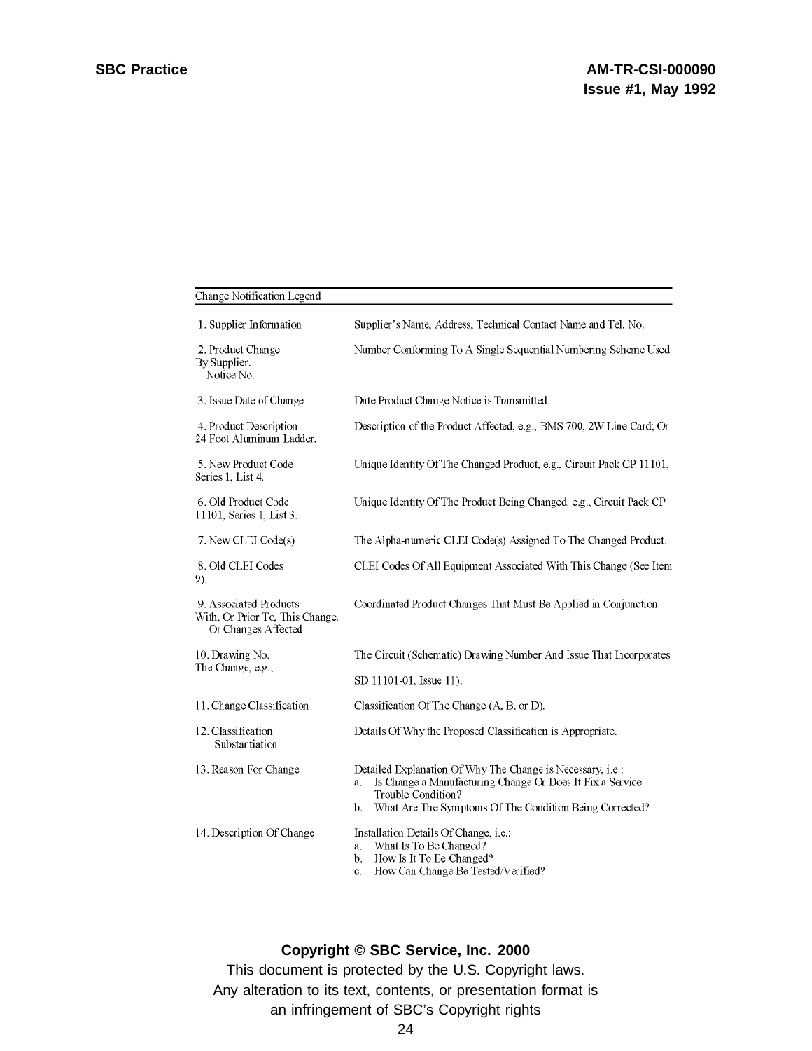Change Notification Legend

| | |
|---|---|
| 1. Supplier Information | Supplier's Name, Address, Technical Contact Name and Tel. No. |
| 2. Product Change By Supplier. Notice No. | Number Conforming To A Single Sequential Numbering Scheme Used |
| 3. Issue Date of Change | Date Product Change Notice is Transmitted. |
| 4. Product Description | Description of the Product Affected, e.g., BMS 700, 2W Line Card; Or 24 Foot Aluminum Ladder. |
| 5. New Product Code | Unique Identity Of The Changed Product, e.g., Circuit Pack CP 11101, Series 1, List 4. |
| 6. Old Product Code | Unique Identity Of The Product Being Changed, e.g., Circuit Pack CP 11101, Series 1, List 3. |
| 7. New CLEI Code(s) | The Alpha-numeric CLEI Code(s) Assigned To The Changed Product. |
| 8. Old CLEI Codes | CLEI Codes Of All Equipment Associated With This Change (See Item 9). |
| 9. Associated Products Or Changes Affected | Coordinated Product Changes That Must Be Applied in Conjunction With, Or Prior To, This Change. |
| 10. Drawing No. | The Circuit (Schematic) Drawing Number And Issue That Incorporates The Change, e.g., SD 11101-01, Issue 11). |
| 11. Change Classification | Classification Of The Change (A, B, or D). |
| 12. Classification Substantiation | Details Of Why the Proposed Classification is Appropriate. |
| 13. Reason For Change | Detailed Explanation Of Why The Change is Necessary, i.e.:<br>a. Is Change a Manufacturing Change Or Does It Fix a Service Trouble Condition?<br>b. What Are The Symptoms Of The Condition Being Corrected? |
| 14. Description Of Change | Installation Details Of Change, i.e.:<br>a. What Is To Be Changed?<br>b. How Is It To Be Changed?<br>c. How Can Change Be Tested/Verified? |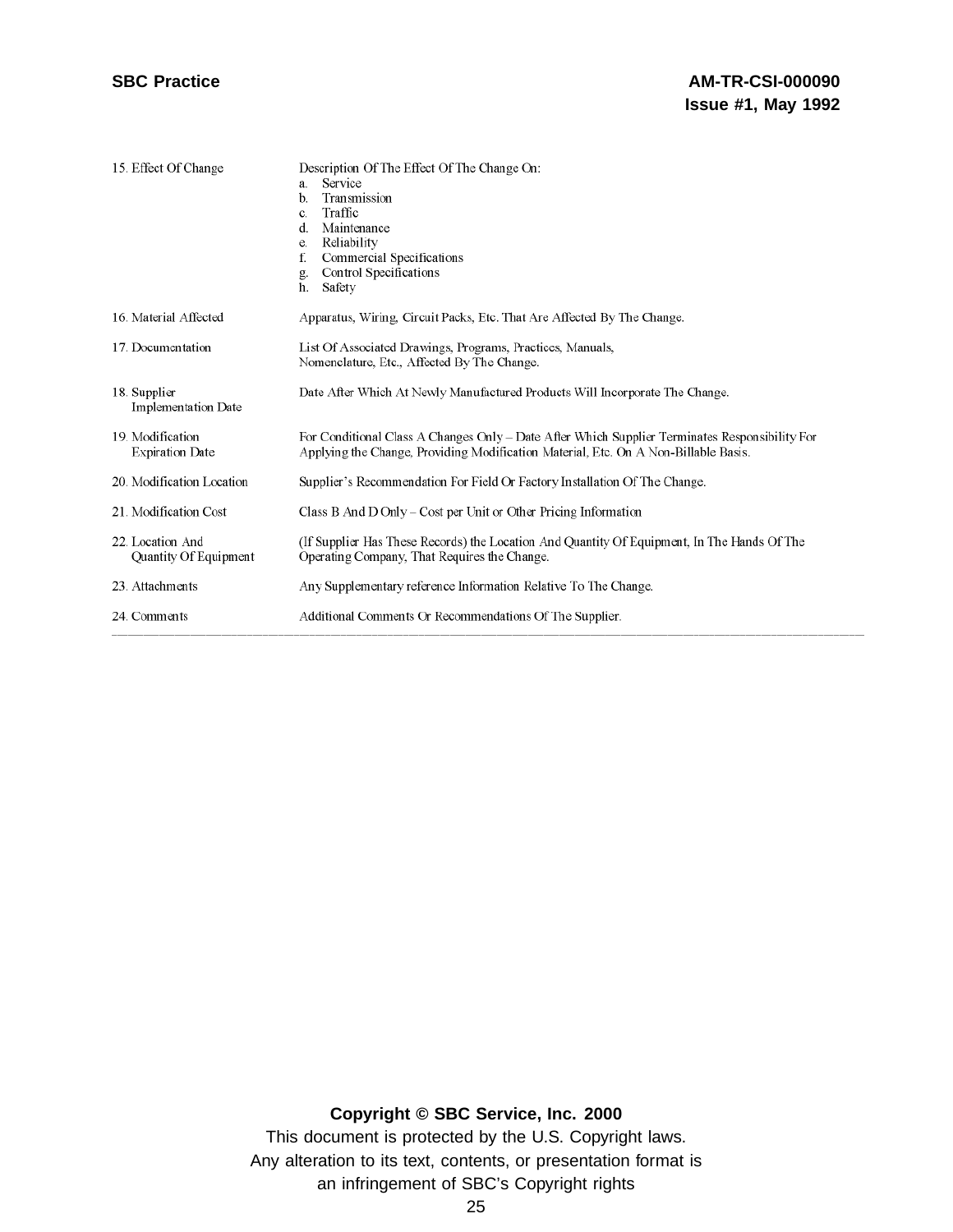| | |
|---|---|
| 15. Effect Of Change | Description Of The Effect Of The Change On:<br>a. Service<br>b. Transmission<br>c. Traffic<br>d. Maintenance<br>e. Reliability<br>f. Commercial Specifications<br>g. Control Specifications<br>h. Safety |
| 16. Material Affected | Apparatus, Wiring, Circuit Packs, Etc. That Are Affected By The Change. |
| 17. Documentation | List Of Associated Drawings, Programs, Practices, Manuals, Nomenclature, Etc., Affected By The Change. |
| 18. Supplier Implementation Date | Date After Which At Newly Manufactured Products Will Incorporate The Change. |
| 19. Modification Expiration Date | For Conditional Class A Changes Only – Date After Which Supplier Terminates Responsibility For Applying the Change, Providing Modification Material, Etc. On A Non-Billable Basis. |
| 20. Modification Location | Supplier's Recommendation For Field Or Factory Installation Of The Change. |
| 21. Modification Cost | Class B And D Only – Cost per Unit or Other Pricing Information |
| 22. Location And Quantity Of Equipment | (If Supplier Has These Records) the Location And Quantity Of Equipment, In The Hands Of The Operating Company, That Requires the Change. |
| 23. Attachments | Any Supplementary reference Information Relative To The Change. |
| 24. Comments | Additional Comments Or Recommendations Of The Supplier. |

**Copyright © SBC Service, Inc. 2000**

This document is protected by the U.S. Copyright laws.
Any alteration to its text, contents, or presentation format is an infringement of SBC's Copyright rights